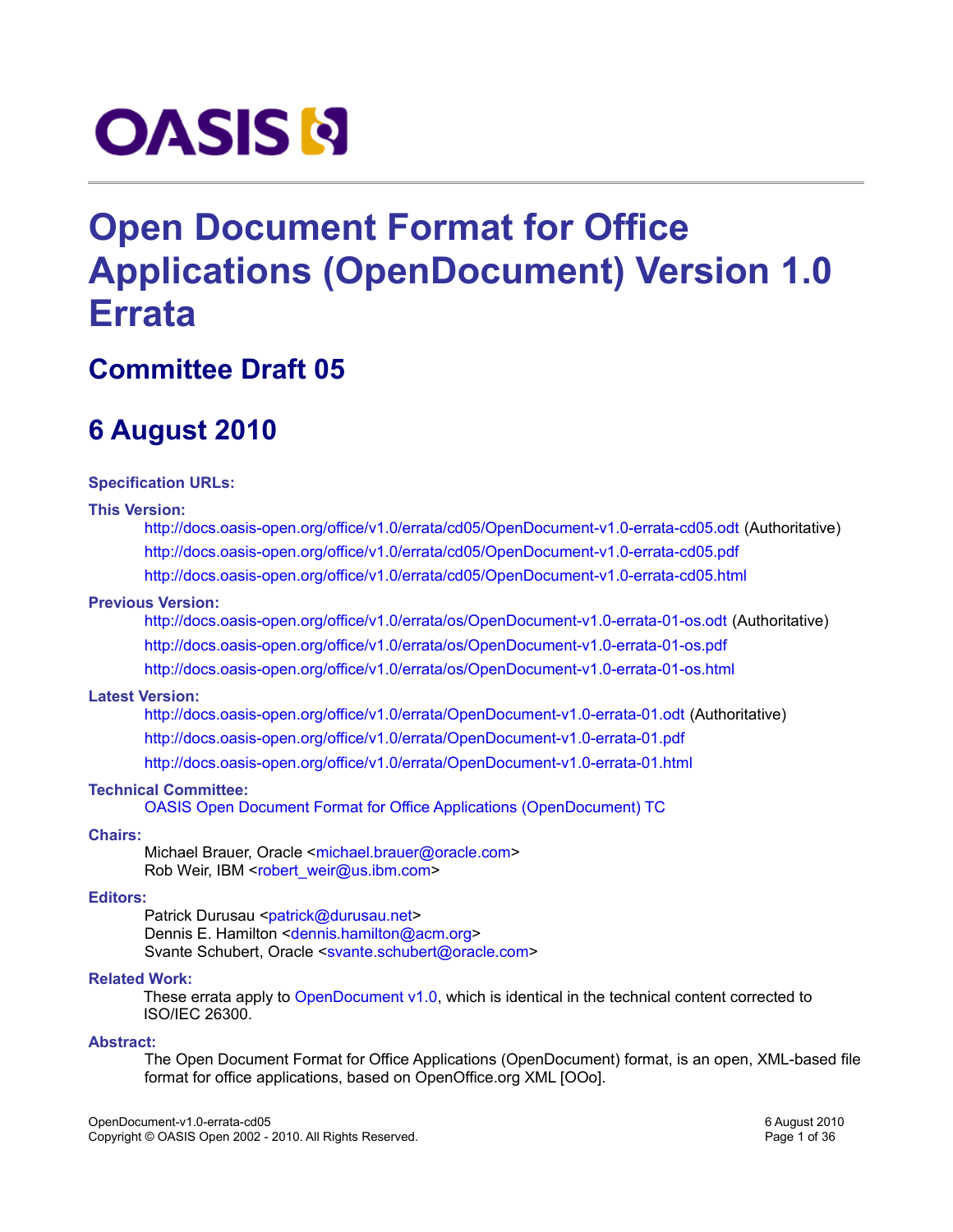OASIS

# Open Document Format for Office Applications (OpenDocument) Version 1.0 Errata

## Committee Draft 05

## 6 August 2010

**Specification URLs:**

**This Version:**

http://docs.oasis-open.org/office/v1.0/errata/cd05/OpenDocument-v1.0-errata-cd05.odt (Authoritative)

http://docs.oasis-open.org/office/v1.0/errata/cd05/OpenDocument-v1.0-errata-cd05.pdf

http://docs.oasis-open.org/office/v1.0/errata/cd05/OpenDocument-v1.0-errata-cd05.html

**Previous Version:**

http://docs.oasis-open.org/office/v1.0/errata/os/OpenDocument-v1.0-errata-01-os.odt (Authoritative)

http://docs.oasis-open.org/office/v1.0/errata/os/OpenDocument-v1.0-errata-01-os.pdf

http://docs.oasis-open.org/office/v1.0/errata/os/OpenDocument-v1.0-errata-01-os.html

**Latest Version:**

http://docs.oasis-open.org/office/v1.0/errata/OpenDocument-v1.0-errata-01.odt (Authoritative)

http://docs.oasis-open.org/office/v1.0/errata/OpenDocument-v1.0-errata-01.pdf

http://docs.oasis-open.org/office/v1.0/errata/OpenDocument-v1.0-errata-01.html

**Technical Committee:**

OASIS Open Document Format for Office Applications (OpenDocument) TC

**Chairs:**

Michael Brauer, Oracle <michael.brauer@oracle.com>
Rob Weir, IBM <robert_weir@us.ibm.com>

**Editors:**

Patrick Durusau <patrick@durusau.net>
Dennis E. Hamilton <dennis.hamilton@acm.org>
Svante Schubert, Oracle <svante.schubert@oracle.com>

**Related Work:**

These errata apply to OpenDocument v1.0, which is identical in the technical content corrected to ISO/IEC 26300.

**Abstract:**

The Open Document Format for Office Applications (OpenDocument) format, is an open, XML-based file format for office applications, based on OpenOffice.org XML [OOo].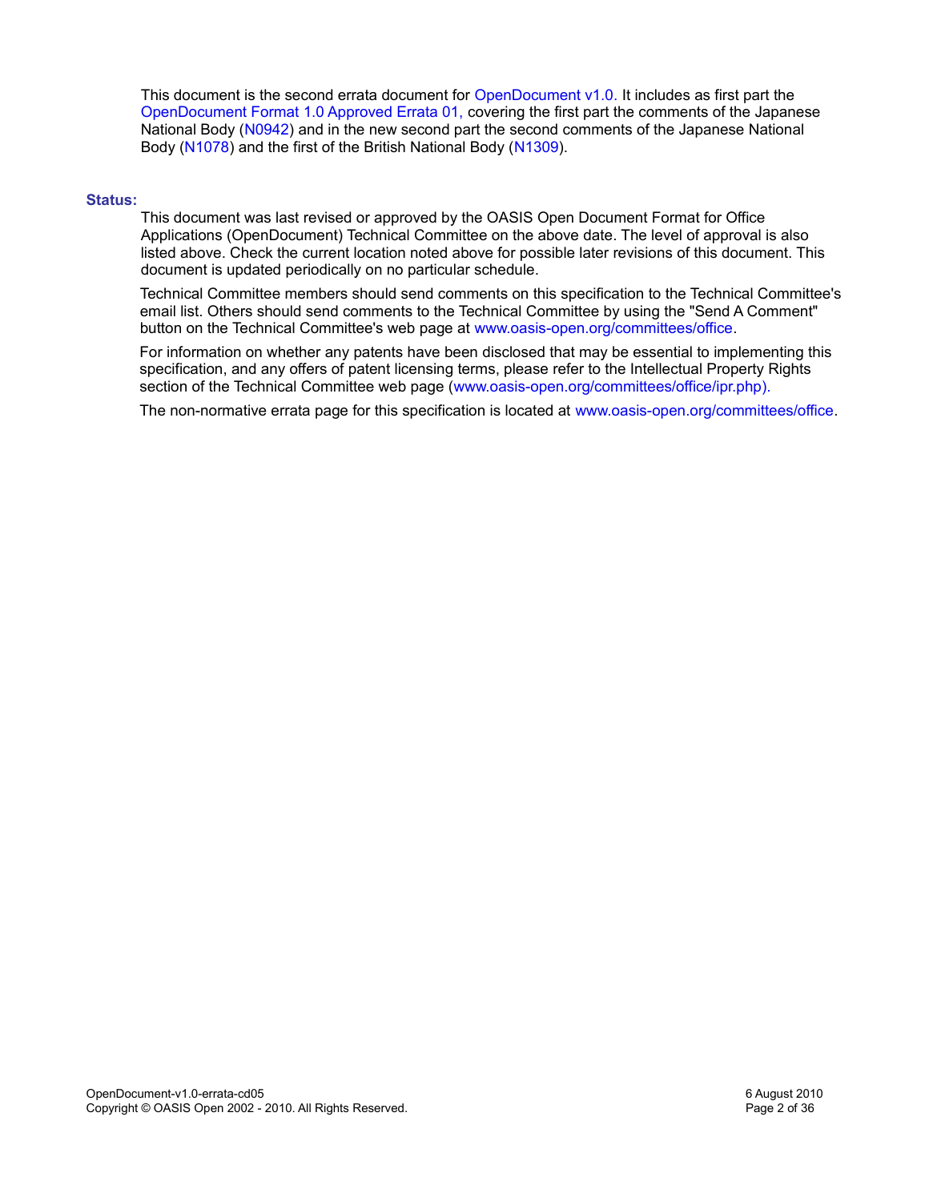This document is the second errata document for OpenDocument v1.0. It includes as first part the OpenDocument Format 1.0 Approved Errata 01, covering the first part the comments of the Japanese National Body (N0942) and in the new second part the second comments of the Japanese National Body (N1078) and the first of the British National Body (N1309).

**Status:**

This document was last revised or approved by the OASIS Open Document Format for Office Applications (OpenDocument) Technical Committee on the above date. The level of approval is also listed above. Check the current location noted above for possible later revisions of this document. This document is updated periodically on no particular schedule.

Technical Committee members should send comments on this specification to the Technical Committee's email list. Others should send comments to the Technical Committee by using the "Send A Comment" button on the Technical Committee's web page at www.oasis-open.org/committees/office.

For information on whether any patents have been disclosed that may be essential to implementing this specification, and any offers of patent licensing terms, please refer to the Intellectual Property Rights section of the Technical Committee web page (www.oasis-open.org/committees/office/ipr.php).

The non-normative errata page for this specification is located at www.oasis-open.org/committees/office.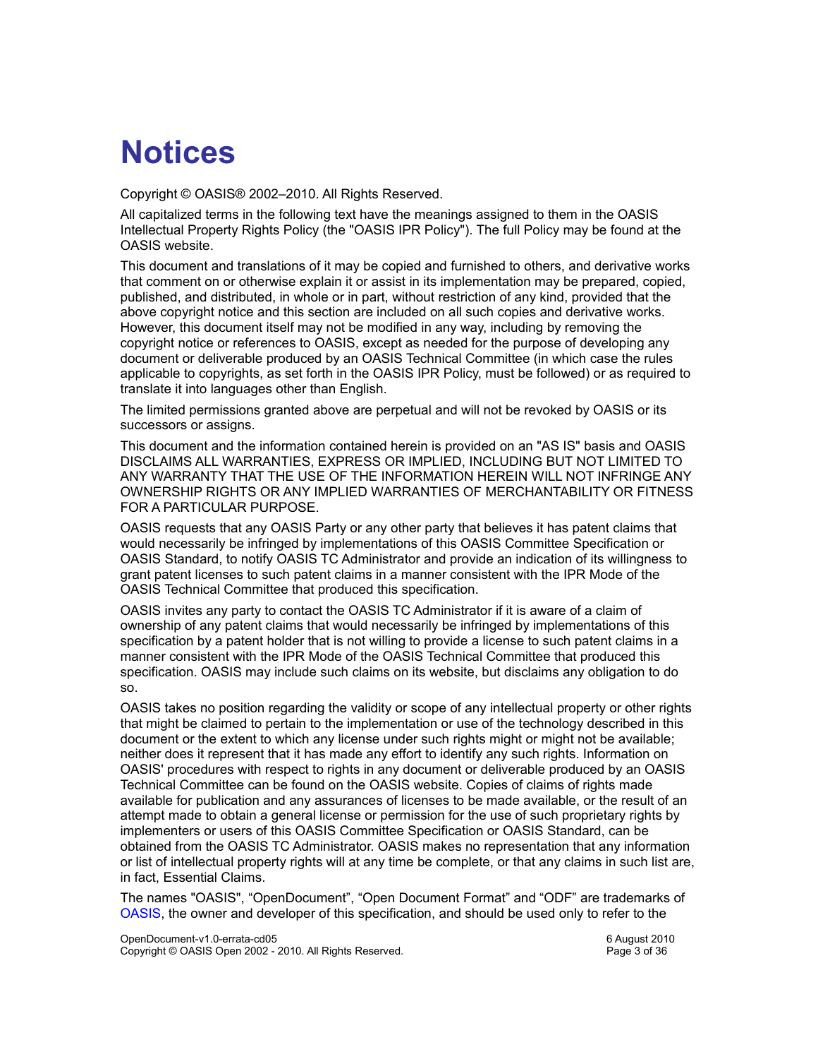# Notices

Copyright © OASIS® 2002–2010. All Rights Reserved.

All capitalized terms in the following text have the meanings assigned to them in the OASIS Intellectual Property Rights Policy (the "OASIS IPR Policy"). The full Policy may be found at the OASIS website.

This document and translations of it may be copied and furnished to others, and derivative works that comment on or otherwise explain it or assist in its implementation may be prepared, copied, published, and distributed, in whole or in part, without restriction of any kind, provided that the above copyright notice and this section are included on all such copies and derivative works. However, this document itself may not be modified in any way, including by removing the copyright notice or references to OASIS, except as needed for the purpose of developing any document or deliverable produced by an OASIS Technical Committee (in which case the rules applicable to copyrights, as set forth in the OASIS IPR Policy, must be followed) or as required to translate it into languages other than English.

The limited permissions granted above are perpetual and will not be revoked by OASIS or its successors or assigns.

This document and the information contained herein is provided on an "AS IS" basis and OASIS DISCLAIMS ALL WARRANTIES, EXPRESS OR IMPLIED, INCLUDING BUT NOT LIMITED TO ANY WARRANTY THAT THE USE OF THE INFORMATION HEREIN WILL NOT INFRINGE ANY OWNERSHIP RIGHTS OR ANY IMPLIED WARRANTIES OF MERCHANTABILITY OR FITNESS FOR A PARTICULAR PURPOSE.

OASIS requests that any OASIS Party or any other party that believes it has patent claims that would necessarily be infringed by implementations of this OASIS Committee Specification or OASIS Standard, to notify OASIS TC Administrator and provide an indication of its willingness to grant patent licenses to such patent claims in a manner consistent with the IPR Mode of the OASIS Technical Committee that produced this specification.

OASIS invites any party to contact the OASIS TC Administrator if it is aware of a claim of ownership of any patent claims that would necessarily be infringed by implementations of this specification by a patent holder that is not willing to provide a license to such patent claims in a manner consistent with the IPR Mode of the OASIS Technical Committee that produced this specification. OASIS may include such claims on its website, but disclaims any obligation to do so.

OASIS takes no position regarding the validity or scope of any intellectual property or other rights that might be claimed to pertain to the implementation or use of the technology described in this document or the extent to which any license under such rights might or might not be available; neither does it represent that it has made any effort to identify any such rights. Information on OASIS' procedures with respect to rights in any document or deliverable produced by an OASIS Technical Committee can be found on the OASIS website. Copies of claims of rights made available for publication and any assurances of licenses to be made available, or the result of an attempt made to obtain a general license or permission for the use of such proprietary rights by implementers or users of this OASIS Committee Specification or OASIS Standard, can be obtained from the OASIS TC Administrator. OASIS makes no representation that any information or list of intellectual property rights will at any time be complete, or that any claims in such list are, in fact, Essential Claims.

The names "OASIS", “OpenDocument”, “Open Document Format” and “ODF” are trademarks of OASIS, the owner and developer of this specification, and should be used only to refer to the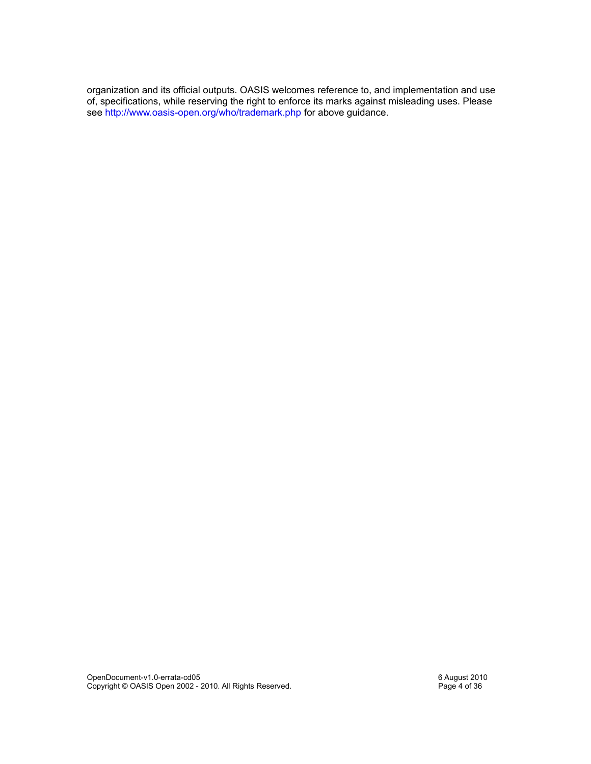organization and its official outputs. OASIS welcomes reference to, and implementation and use of, specifications, while reserving the right to enforce its marks against misleading uses. Please see http://www.oasis-open.org/who/trademark.php for above guidance.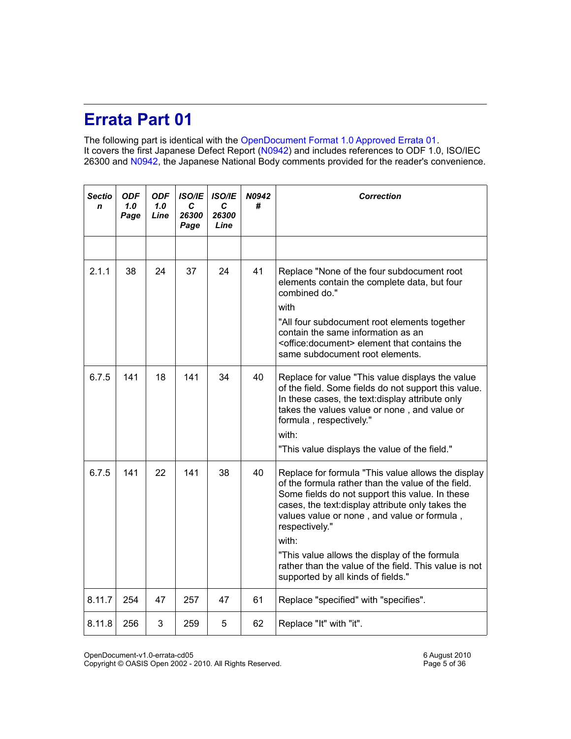# Errata Part 01

The following part is identical with the OpenDocument Format 1.0 Approved Errata 01.
It covers the first Japanese Defect Report (N0942) and includes references to ODF 1.0, ISO/IEC 26300 and N0942, the Japanese National Body comments provided for the reader's convenience.

| *Section* | *ODF 1.0 Page* | *ODF 1.0 Line* | *ISO/IEC 26300 Page* | *ISO/IEC 26300 Line* | *N0942 #* | *Correction* |
|---|---|---|---|---|---|---|
| | | | | | | |
| 2.1.1 | 38 | 24 | 37 | 24 | 41 | Replace "None of the four subdocument root elements contain the complete data, but four combined do." with "All four subdocument root elements together contain the same information as an <office:document> element that contains the same subdocument root elements. |
| 6.7.5 | 141 | 18 | 141 | 34 | 40 | Replace for value "This value displays the value of the field. Some fields do not support this value. In these cases, the text:display attribute only takes the values value or none , and value or formula , respectively." with: "This value displays the value of the field." |
| 6.7.5 | 141 | 22 | 141 | 38 | 40 | Replace for formula "This value allows the display of the formula rather than the value of the field. Some fields do not support this value. In these cases, the text:display attribute only takes the values value or none , and value or formula , respectively." with: "This value allows the display of the formula rather than the value of the field. This value is not supported by all kinds of fields." |
| 8.11.7 | 254 | 47 | 257 | 47 | 61 | Replace "specified" with "specifies". |
| 8.11.8 | 256 | 3 | 259 | 5 | 62 | Replace "It" with "it". |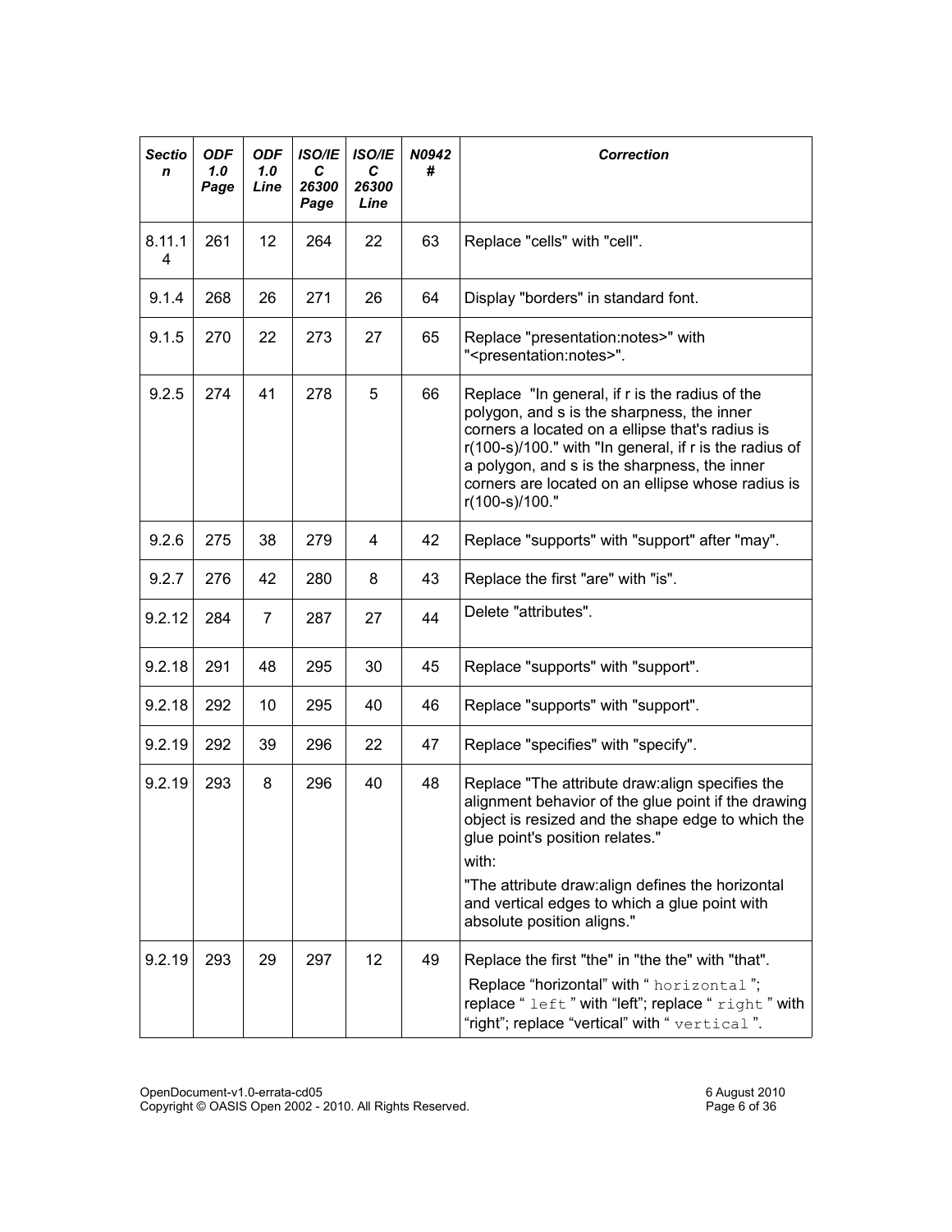| Section | ODF 1.0 Page | ODF 1.0 Line | ISO/IEC 26300 Page | ISO/IEC 26300 Line | N0942 # | Correction |
|---|---|---|---|---|---|---|
| 8.11.14 | 261 | 12 | 264 | 22 | 63 | Replace "cells" with "cell". |
| 9.1.4 | 268 | 26 | 271 | 26 | 64 | Display "borders" in standard font. |
| 9.1.5 | 270 | 22 | 273 | 27 | 65 | Replace "presentation:notes>" with "<presentation:notes>". |
| 9.2.5 | 274 | 41 | 278 | 5 | 66 | Replace "In general, if r is the radius of the polygon, and s is the sharpness, the inner corners a located on a ellipse that's radius is r(100-s)/100." with "In general, if r is the radius of a polygon, and s is the sharpness, the inner corners are located on an ellipse whose radius is r(100-s)/100." |
| 9.2.6 | 275 | 38 | 279 | 4 | 42 | Replace "supports" with "support" after "may". |
| 9.2.7 | 276 | 42 | 280 | 8 | 43 | Replace the first "are" with "is". |
| 9.2.12 | 284 | 7 | 287 | 27 | 44 | Delete "attributes". |
| 9.2.18 | 291 | 48 | 295 | 30 | 45 | Replace "supports" with "support". |
| 9.2.18 | 292 | 10 | 295 | 40 | 46 | Replace "supports" with "support". |
| 9.2.19 | 292 | 39 | 296 | 22 | 47 | Replace "specifies" with "specify". |
| 9.2.19 | 293 | 8 | 296 | 40 | 48 | Replace "The attribute draw:align specifies the alignment behavior of the glue point if the drawing object is resized and the shape edge to which the glue point's position relates." with: "The attribute draw:align defines the horizontal and vertical edges to which a glue point with absolute position aligns." |
| 9.2.19 | 293 | 29 | 297 | 12 | 49 | Replace the first "the" in "the the" with "that". Replace "horizontal" with "`horizontal`"; replace "`left`" with "left"; replace "`right`" with "right"; replace "vertical" with "`vertical`". |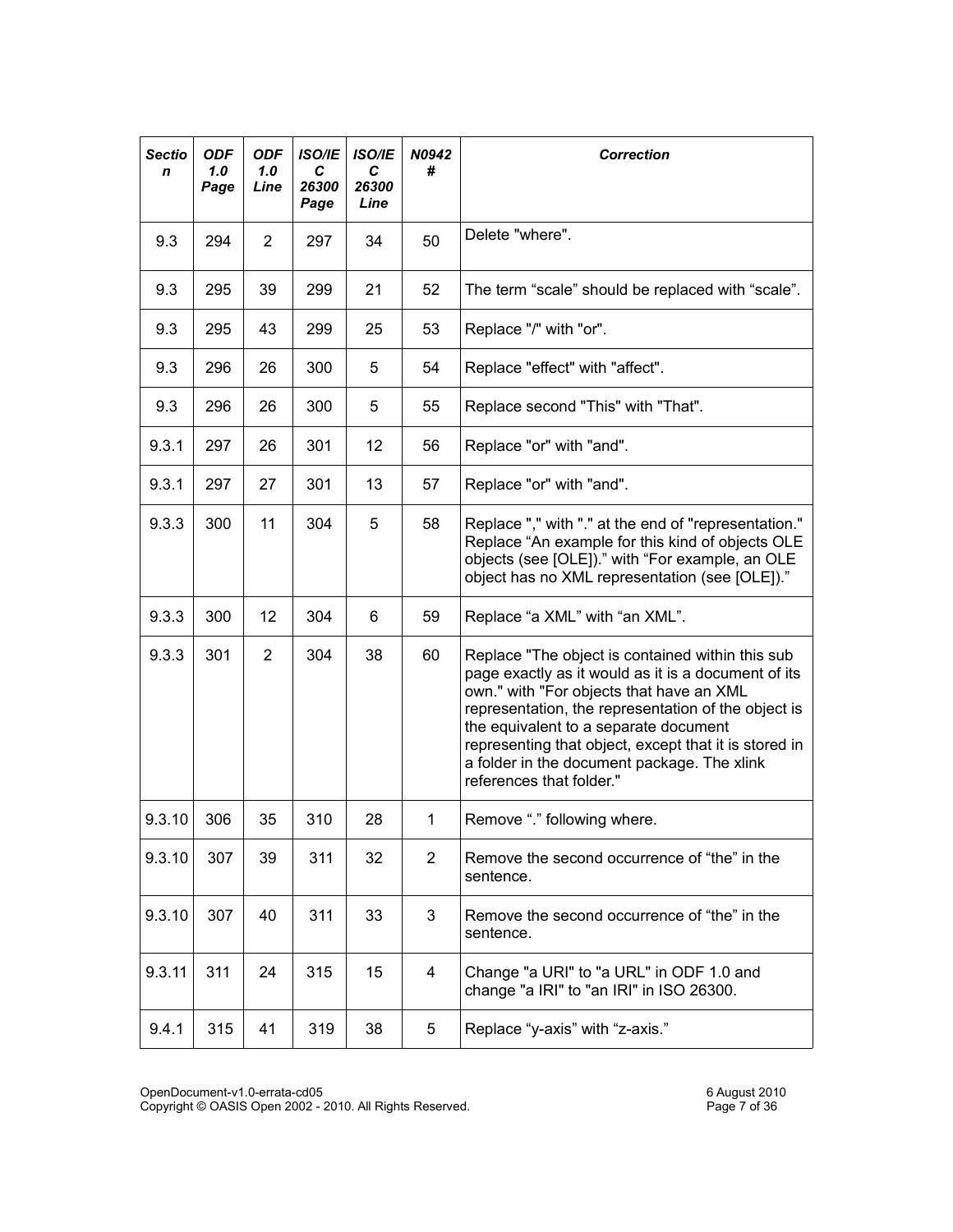| Section | ODF 1.0 Page | ODF 1.0 Line | ISO/IEC 26300 Page | ISO/IEC 26300 Line | N0942 # | Correction |
|---|---|---|---|---|---|---|
| 9.3 | 294 | 2 | 297 | 34 | 50 | Delete "where". |
| 9.3 | 295 | 39 | 299 | 21 | 52 | The term “scale” should be replaced with “scale”. |
| 9.3 | 295 | 43 | 299 | 25 | 53 | Replace "/" with "or". |
| 9.3 | 296 | 26 | 300 | 5 | 54 | Replace "effect" with "affect". |
| 9.3 | 296 | 26 | 300 | 5 | 55 | Replace second "This" with "That". |
| 9.3.1 | 297 | 26 | 301 | 12 | 56 | Replace "or" with "and". |
| 9.3.1 | 297 | 27 | 301 | 13 | 57 | Replace "or" with "and". |
| 9.3.3 | 300 | 11 | 304 | 5 | 58 | Replace "," with "." at the end of "representation." Replace “An example for this kind of objects OLE objects (see [OLE]).” with “For example, an OLE object has no XML representation (see [OLE]).” |
| 9.3.3 | 300 | 12 | 304 | 6 | 59 | Replace “a XML” with “an XML”. |
| 9.3.3 | 301 | 2 | 304 | 38 | 60 | Replace "The object is contained within this sub page exactly as it would as it is a document of its own." with "For objects that have an XML representation, the representation of the object is the equivalent to a separate document representing that object, except that it is stored in a folder in the document package. The xlink references that folder." |
| 9.3.10 | 306 | 35 | 310 | 28 | 1 | Remove “.” following where. |
| 9.3.10 | 307 | 39 | 311 | 32 | 2 | Remove the second occurrence of “the” in the sentence. |
| 9.3.10 | 307 | 40 | 311 | 33 | 3 | Remove the second occurrence of “the” in the sentence. |
| 9.3.11 | 311 | 24 | 315 | 15 | 4 | Change "a URI" to "a URL" in ODF 1.0 and change "a IRI" to "an IRI" in ISO 26300. |
| 9.4.1 | 315 | 41 | 319 | 38 | 5 | Replace “y-axis” with “z-axis.” |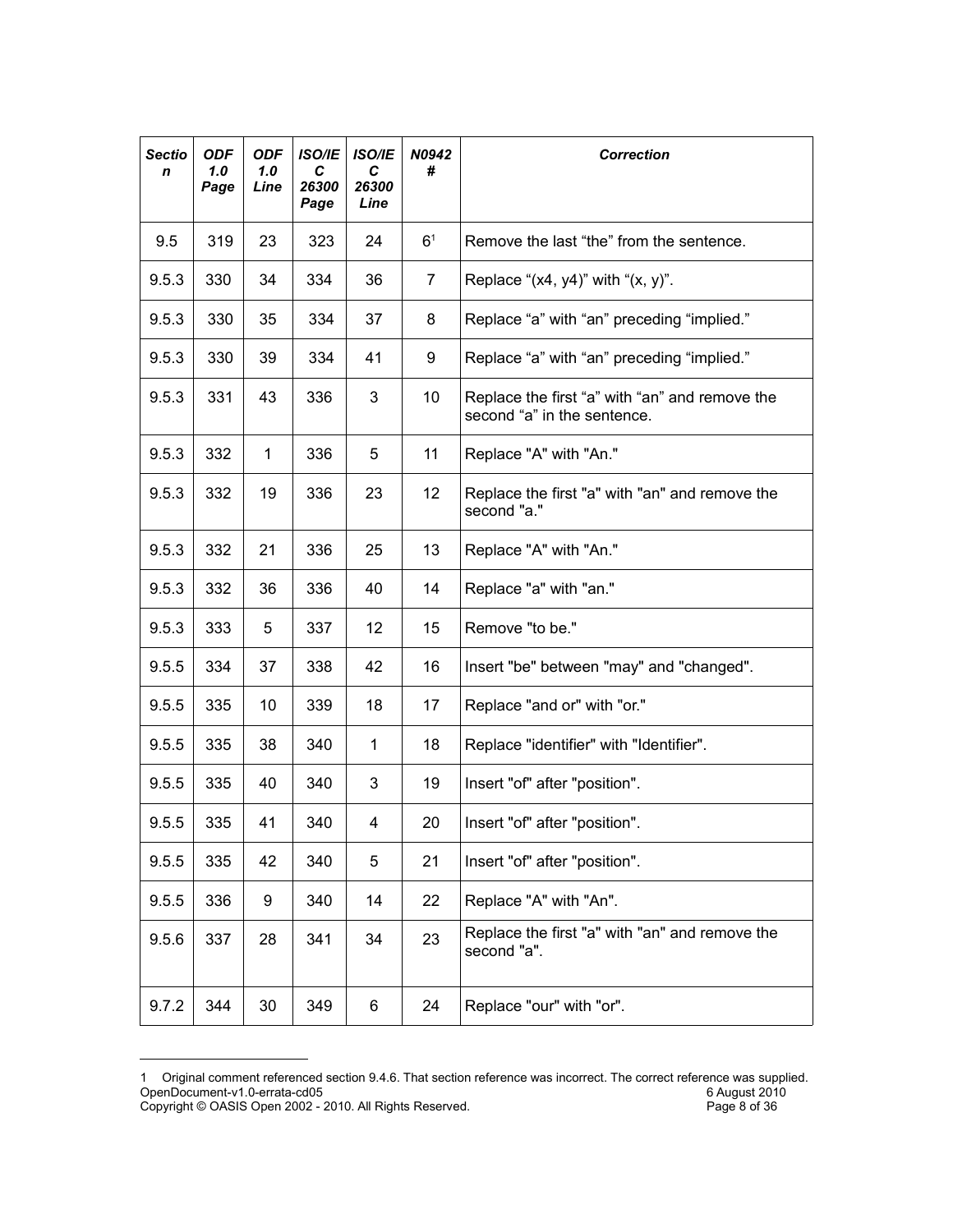| Section | ODF 1.0 Page | ODF 1.0 Line | ISO/IEC 26300 Page | ISO/IEC 26300 Line | N0942 # | Correction |
|---|---|---|---|---|---|---|
| 9.5 | 319 | 23 | 323 | 24 | 6[1] | Remove the last “the” from the sentence. |
| 9.5.3 | 330 | 34 | 334 | 36 | 7 | Replace “(x4, y4)” with “(x, y)”. |
| 9.5.3 | 330 | 35 | 334 | 37 | 8 | Replace “a” with “an” preceding “implied.” |
| 9.5.3 | 330 | 39 | 334 | 41 | 9 | Replace “a” with “an” preceding “implied.” |
| 9.5.3 | 331 | 43 | 336 | 3 | 10 | Replace the first “a” with “an” and remove the second “a” in the sentence. |
| 9.5.3 | 332 | 1 | 336 | 5 | 11 | Replace "A" with "An." |
| 9.5.3 | 332 | 19 | 336 | 23 | 12 | Replace the first "a" with "an" and remove the second "a." |
| 9.5.3 | 332 | 21 | 336 | 25 | 13 | Replace "A" with "An." |
| 9.5.3 | 332 | 36 | 336 | 40 | 14 | Replace "a" with "an." |
| 9.5.3 | 333 | 5 | 337 | 12 | 15 | Remove "to be." |
| 9.5.5 | 334 | 37 | 338 | 42 | 16 | Insert "be" between "may" and "changed". |
| 9.5.5 | 335 | 10 | 339 | 18 | 17 | Replace "and or" with "or." |
| 9.5.5 | 335 | 38 | 340 | 1 | 18 | Replace "identifier" with "Identifier". |
| 9.5.5 | 335 | 40 | 340 | 3 | 19 | Insert "of" after "position". |
| 9.5.5 | 335 | 41 | 340 | 4 | 20 | Insert "of" after "position". |
| 9.5.5 | 335 | 42 | 340 | 5 | 21 | Insert "of" after "position". |
| 9.5.5 | 336 | 9 | 340 | 14 | 22 | Replace "A" with "An". |
| 9.5.6 | 337 | 28 | 341 | 34 | 23 | Replace the first "a" with "an" and remove the second "a". |
| 9.7.2 | 344 | 30 | 349 | 6 | 24 | Replace "our" with "or". |

1 Original comment referenced section 9.4.6. That section reference was incorrect. The correct reference was supplied.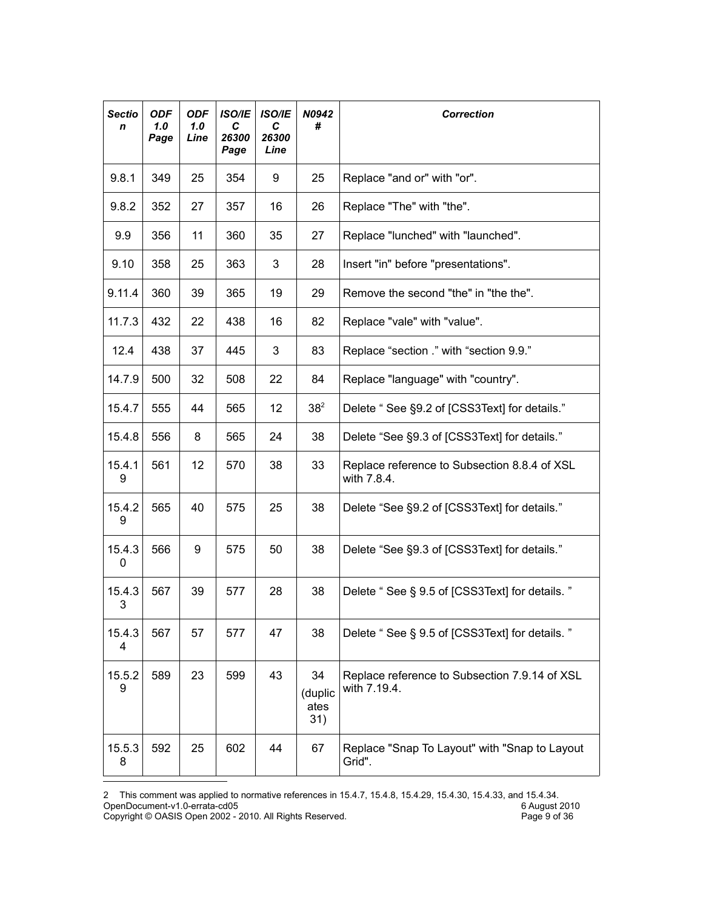| Section | ODF 1.0 Page | ODF 1.0 Line | ISO/IEC 26300 Page | ISO/IEC 26300 Line | N0942 # | Correction |
|---|---|---|---|---|---|---|
| 9.8.1 | 349 | 25 | 354 | 9 | 25 | Replace "and or" with "or". |
| 9.8.2 | 352 | 27 | 357 | 16 | 26 | Replace "The" with "the". |
| 9.9 | 356 | 11 | 360 | 35 | 27 | Replace "lunched" with "launched". |
| 9.10 | 358 | 25 | 363 | 3 | 28 | Insert "in" before "presentations". |
| 9.11.4 | 360 | 39 | 365 | 19 | 29 | Remove the second "the" in "the the". |
| 11.7.3 | 432 | 22 | 438 | 16 | 82 | Replace "vale" with "value". |
| 12.4 | 438 | 37 | 445 | 3 | 83 | Replace “section .” with “section 9.9.” |
| 14.7.9 | 500 | 32 | 508 | 22 | 84 | Replace "language" with "country". |
| 15.4.7 | 555 | 44 | 565 | 12 | 38[2] | Delete “ See §9.2 of [CSS3Text] for details.” |
| 15.4.8 | 556 | 8 | 565 | 24 | 38 | Delete “See §9.3 of [CSS3Text] for details.” |
| 15.4.19 | 561 | 12 | 570 | 38 | 33 | Replace reference to Subsection 8.8.4 of XSL with 7.8.4. |
| 15.4.29 | 565 | 40 | 575 | 25 | 38 | Delete “See §9.2 of [CSS3Text] for details.” |
| 15.4.30 | 566 | 9 | 575 | 50 | 38 | Delete “See §9.3 of [CSS3Text] for details.” |
| 15.4.33 | 567 | 39 | 577 | 28 | 38 | Delete “ See § 9.5 of [CSS3Text] for details. ” |
| 15.4.34 | 567 | 57 | 577 | 47 | 38 | Delete “ See § 9.5 of [CSS3Text] for details. ” |
| 15.5.29 | 589 | 23 | 599 | 43 | 34 (duplicates 31) | Replace reference to Subsection 7.9.14 of XSL with 7.19.4. |
| 15.5.38 | 592 | 25 | 602 | 44 | 67 | Replace "Snap To Layout" with "Snap to Layout Grid". |

2 This comment was applied to normative references in 15.4.7, 15.4.8, 15.4.29, 15.4.30, 15.4.33, and 15.4.34.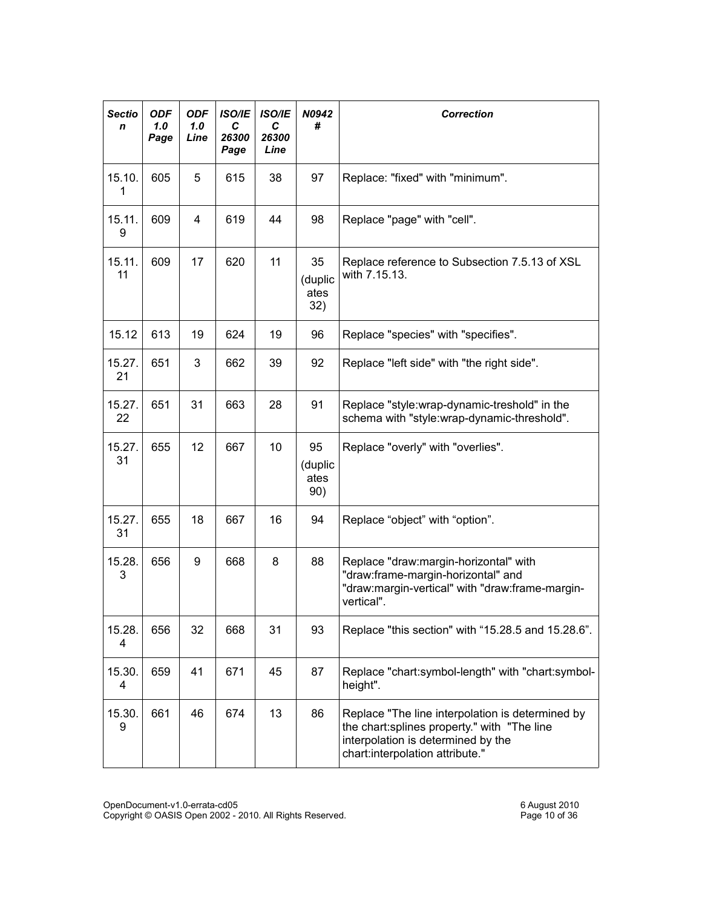| Section | ODF 1.0 Page | ODF 1.0 Line | ISO/IEC 26300 Page | ISO/IEC 26300 Line | N0942 # | Correction |
|---|---|---|---|---|---|---|
| 15.10.1 | 605 | 5 | 615 | 38 | 97 | Replace: "fixed" with "minimum". |
| 15.11.9 | 609 | 4 | 619 | 44 | 98 | Replace "page" with "cell". |
| 15.11.11 | 609 | 17 | 620 | 11 | 35 (duplicates 32) | Replace reference to Subsection 7.5.13 of XSL with 7.15.13. |
| 15.12 | 613 | 19 | 624 | 19 | 96 | Replace "species" with "specifies". |
| 15.27.21 | 651 | 3 | 662 | 39 | 92 | Replace "left side" with "the right side". |
| 15.27.22 | 651 | 31 | 663 | 28 | 91 | Replace "style:wrap-dynamic-treshold" in the schema with "style:wrap-dynamic-threshold". |
| 15.27.31 | 655 | 12 | 667 | 10 | 95 (duplicates 90) | Replace "overly" with "overlies". |
| 15.27.31 | 655 | 18 | 667 | 16 | 94 | Replace “object” with “option”. |
| 15.28.3 | 656 | 9 | 668 | 8 | 88 | Replace "draw:margin-horizontal" with "draw:frame-margin-horizontal" and "draw:margin-vertical" with "draw:frame-margin-vertical". |
| 15.28.4 | 656 | 32 | 668 | 31 | 93 | Replace "this section" with “15.28.5 and 15.28.6”. |
| 15.30.4 | 659 | 41 | 671 | 45 | 87 | Replace "chart:symbol-length" with "chart:symbol-height". |
| 15.30.9 | 661 | 46 | 674 | 13 | 86 | Replace "The line interpolation is determined by the chart:splines property." with "The line interpolation is determined by the chart:interpolation attribute." |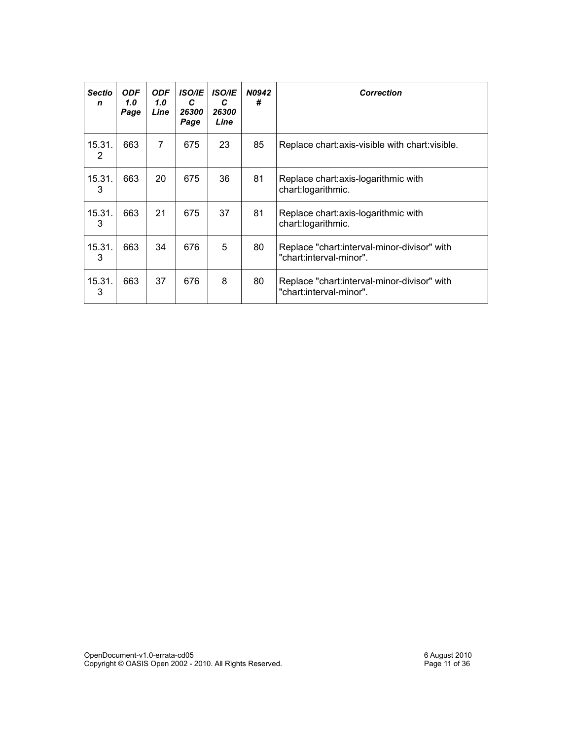| *Section* | *ODF 1.0 Page* | *ODF 1.0 Line* | *ISO/IEC 26300 Page* | *ISO/IEC 26300 Line* | *N0942 #* | *Correction* |
|---|---|---|---|---|---|---|
| 15.31.2 | 663 | 7 | 675 | 23 | 85 | Replace chart:axis-visible with chart:visible. |
| 15.31.3 | 663 | 20 | 675 | 36 | 81 | Replace chart:axis-logarithmic with chart:logarithmic. |
| 15.31.3 | 663 | 21 | 675 | 37 | 81 | Replace chart:axis-logarithmic with chart:logarithmic. |
| 15.31.3 | 663 | 34 | 676 | 5 | 80 | Replace "chart:interval-minor-divisor" with "chart:interval-minor". |
| 15.31.3 | 663 | 37 | 676 | 8 | 80 | Replace "chart:interval-minor-divisor" with "chart:interval-minor". |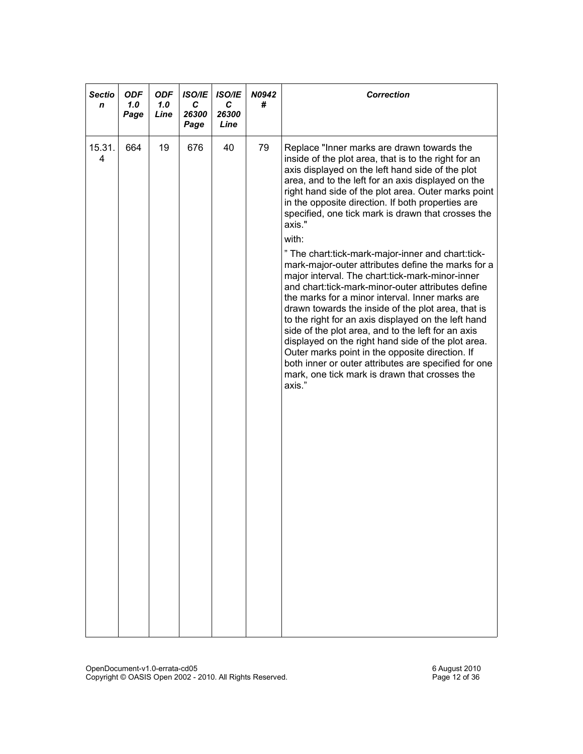| Section | ODF 1.0 Page | ODF 1.0 Line | ISO/IEC 26300 Page | ISO/IEC 26300 Line | N0942 # | Correction |
|---|---|---|---|---|---|---|
| 15.31.4 | 664 | 19 | 676 | 40 | 79 | Replace "Inner marks are drawn towards the inside of the plot area, that is to the right for an axis displayed on the left hand side of the plot area, and to the left for an axis displayed on the right hand side of the plot area. Outer marks point in the opposite direction. If both properties are specified, one tick mark is drawn that crosses the axis."<br><br>with:<br><br>" The chart:tick-mark-major-inner and chart:tick-mark-major-outer attributes define the marks for a major interval. The chart:tick-mark-minor-inner and chart:tick-mark-minor-outer attributes define the marks for a minor interval. Inner marks are drawn towards the inside of the plot area, that is to the right for an axis displayed on the left hand side of the plot area, and to the left for an axis displayed on the right hand side of the plot area. Outer marks point in the opposite direction. If both inner or outer attributes are specified for one mark, one tick mark is drawn that crosses the axis." |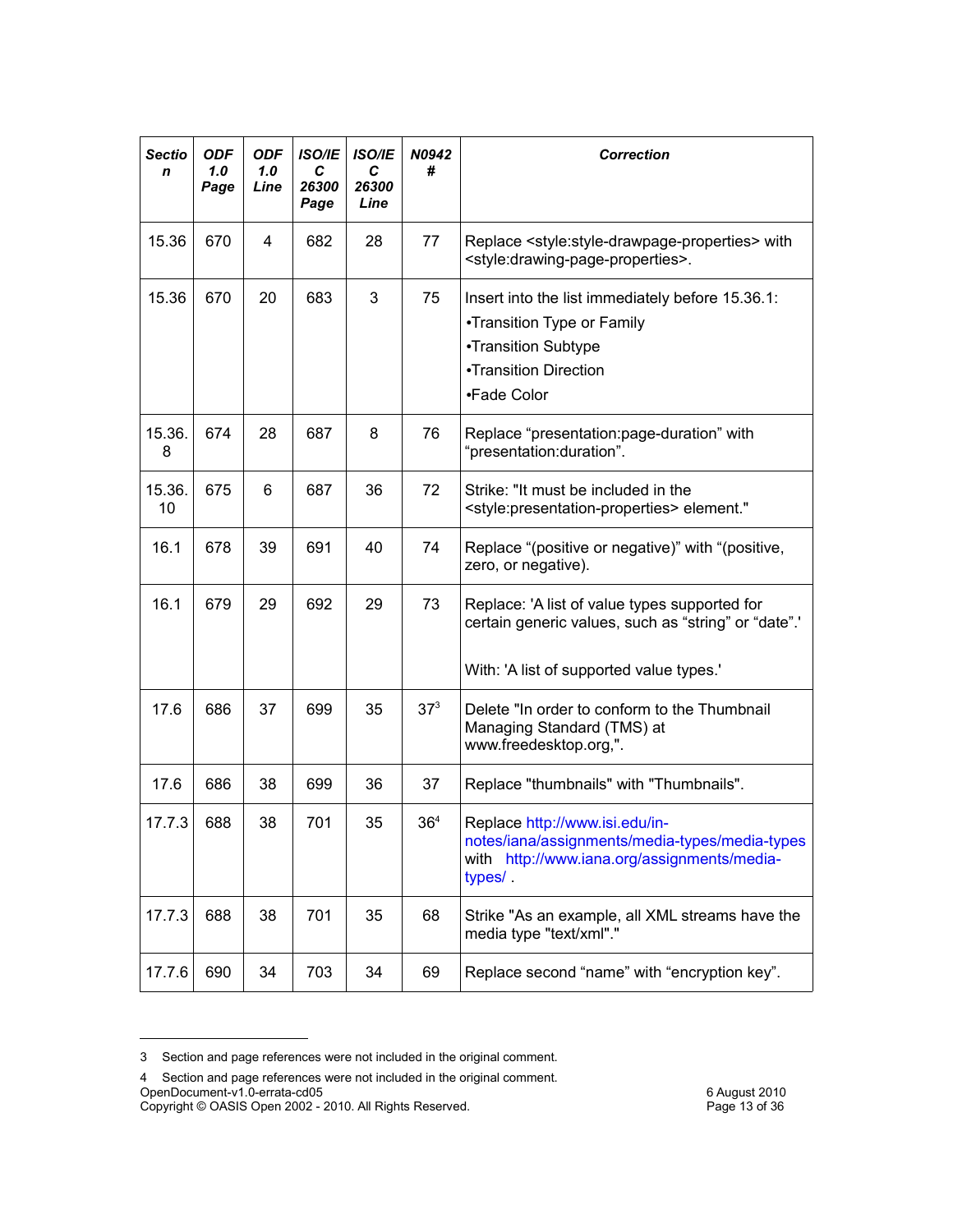| Section | ODF 1.0 Page | ODF 1.0 Line | ISO/IEC 26300 Page | ISO/IEC 26300 Line | N0942 # | Correction |
|---|---|---|---|---|---|---|
| 15.36 | 670 | 4 | 682 | 28 | 77 | Replace <style:style-drawpage-properties> with <style:drawing-page-properties>. |
| 15.36 | 670 | 20 | 683 | 3 | 75 | Insert into the list immediately before 15.36.1:<br>•Transition Type or Family<br>•Transition Subtype<br>•Transition Direction<br>•Fade Color |
| 15.36.8 | 674 | 28 | 687 | 8 | 76 | Replace “presentation:page-duration” with “presentation:duration”. |
| 15.36.10 | 675 | 6 | 687 | 36 | 72 | Strike: "It must be included in the <style:presentation-properties> element." |
| 16.1 | 678 | 39 | 691 | 40 | 74 | Replace “(positive or negative)” with “(positive, zero, or negative). |
| 16.1 | 679 | 29 | 692 | 29 | 73 | Replace: 'A list of value types supported for certain generic values, such as “string” or “date”.'<br><br>With: 'A list of supported value types.' |
| 17.6 | 686 | 37 | 699 | 35 | 37[3] | Delete "In order to conform to the Thumbnail Managing Standard (TMS) at www.freedesktop.org,". |
| 17.6 | 686 | 38 | 699 | 36 | 37 | Replace "thumbnails" with "Thumbnails". |
| 17.7.3 | 688 | 38 | 701 | 35 | 36[4] | Replace http://www.isi.edu/in-notes/iana/assignments/media-types/media-types with http://www.iana.org/assignments/media-types/ . |
| 17.7.3 | 688 | 38 | 701 | 35 | 68 | Strike "As an example, all XML streams have the media type "text/xml"." |
| 17.7.6 | 690 | 34 | 703 | 34 | 69 | Replace second “name” with “encryption key”. |

3 Section and page references were not included in the original comment.

4 Section and page references were not included in the original comment.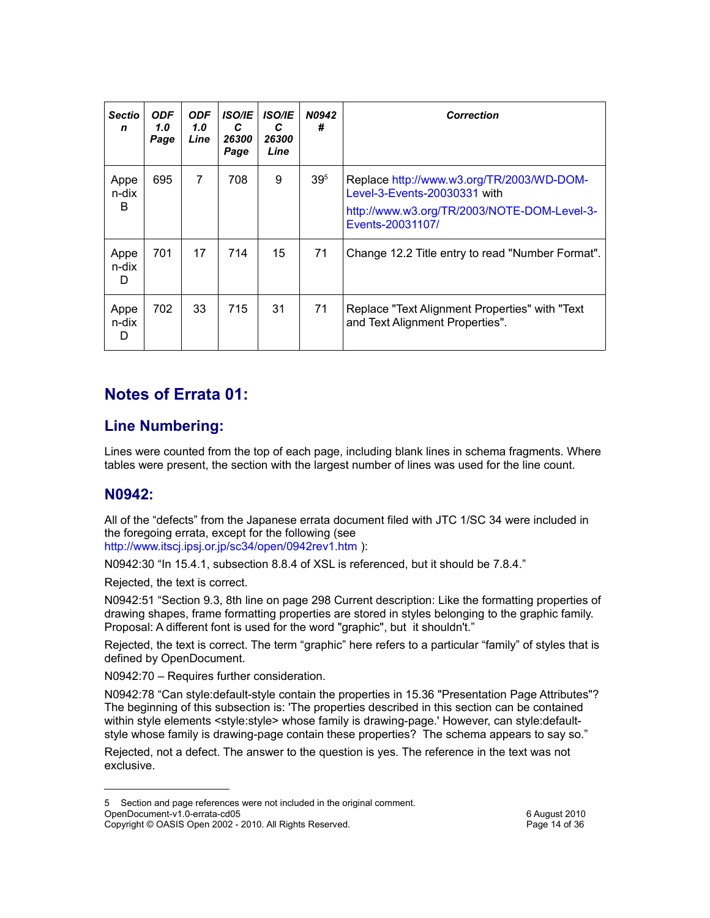| Section | ODF 1.0 Page | ODF 1.0 Line | ISO/IEC 26300 Page | ISO/IEC 26300 Line | N0942 # | Correction |
|---|---|---|---|---|---|---|
| Appen-dix B | 695 | 7 | 708 | 9 | 39[5] | Replace http://www.w3.org/TR/2003/WD-DOM-Level-3-Events-20030331 with http://www.w3.org/TR/2003/NOTE-DOM-Level-3-Events-20031107/ |
| Appen-dix D | 701 | 17 | 714 | 15 | 71 | Change 12.2 Title entry to read "Number Format". |
| Appen-dix D | 702 | 33 | 715 | 31 | 71 | Replace "Text Alignment Properties" with "Text and Text Alignment Properties". |

# Notes of Errata 01:

## Line Numbering:

Lines were counted from the top of each page, including blank lines in schema fragments. Where tables were present, the section with the largest number of lines was used for the line count.

## N0942:

All of the “defects” from the Japanese errata document filed with JTC 1/SC 34 were included in the foregoing errata, except for the following (see http://www.itscj.ipsj.or.jp/sc34/open/0942rev1.htm ):

N0942:30 “In 15.4.1, subsection 8.8.4 of XSL is referenced, but it should be 7.8.4.”

Rejected, the text is correct.

N0942:51 “Section 9.3, 8th line on page 298 Current description: Like the formatting properties of drawing shapes, frame formatting properties are stored in styles belonging to the graphic family. Proposal: A different font is used for the word "graphic", but it shouldn't.”

Rejected, the text is correct. The term “graphic” here refers to a particular “family” of styles that is defined by OpenDocument.

N0942:70 – Requires further consideration.

N0942:78 “Can style:default-style contain the properties in 15.36 "Presentation Page Attributes"? The beginning of this subsection is: 'The properties described in this section can be contained within style elements <style:style> whose family is drawing-page.' However, can style:default-style whose family is drawing-page contain these properties? The schema appears to say so.”

Rejected, not a defect. The answer to the question is yes. The reference in the text was not exclusive.

5 Section and page references were not included in the original comment.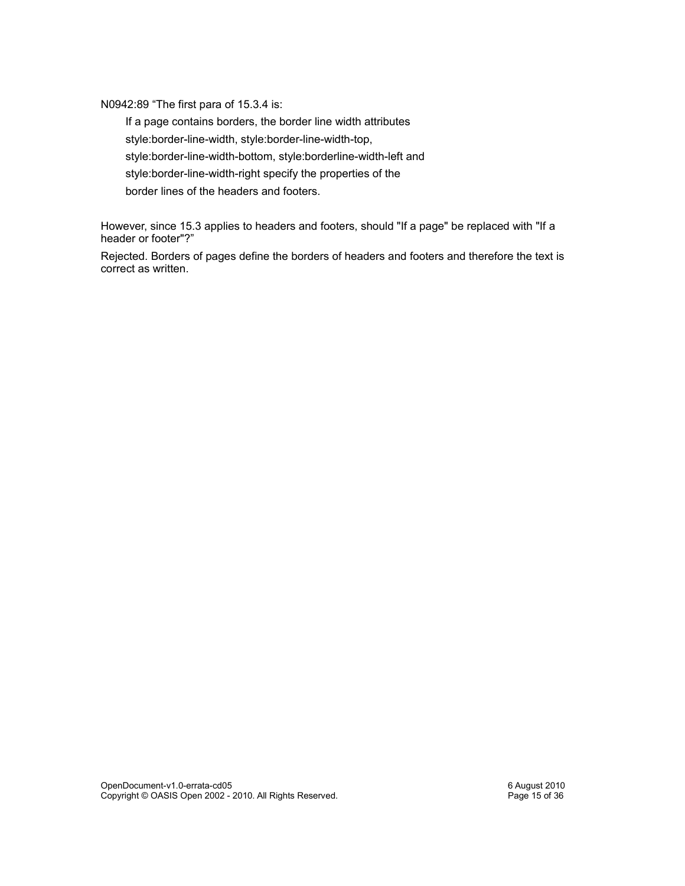N0942:89 “The first para of 15.3.4 is:

> If a page contains borders, the border line width attributes
> style:border-line-width, style:border-line-width-top,
> style:border-line-width-bottom, style:borderline-width-left and
> style:border-line-width-right specify the properties of the
> border lines of the headers and footers.

However, since 15.3 applies to headers and footers, should "If a page" be replaced with "If a header or footer"?”

Rejected. Borders of pages define the borders of headers and footers and therefore the text is correct as written.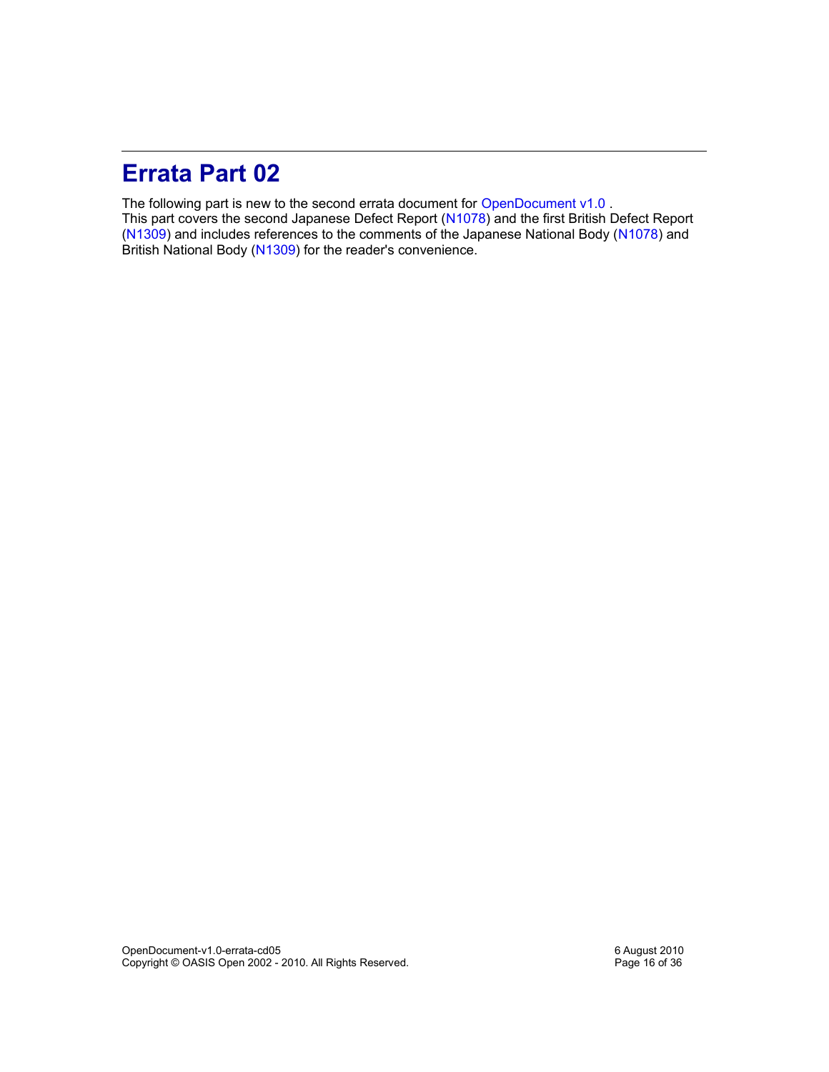# Errata Part 02

The following part is new to the second errata document for OpenDocument v1.0 .
This part covers the second Japanese Defect Report (N1078) and the first British Defect Report (N1309) and includes references to the comments of the Japanese National Body (N1078) and British National Body (N1309) for the reader's convenience.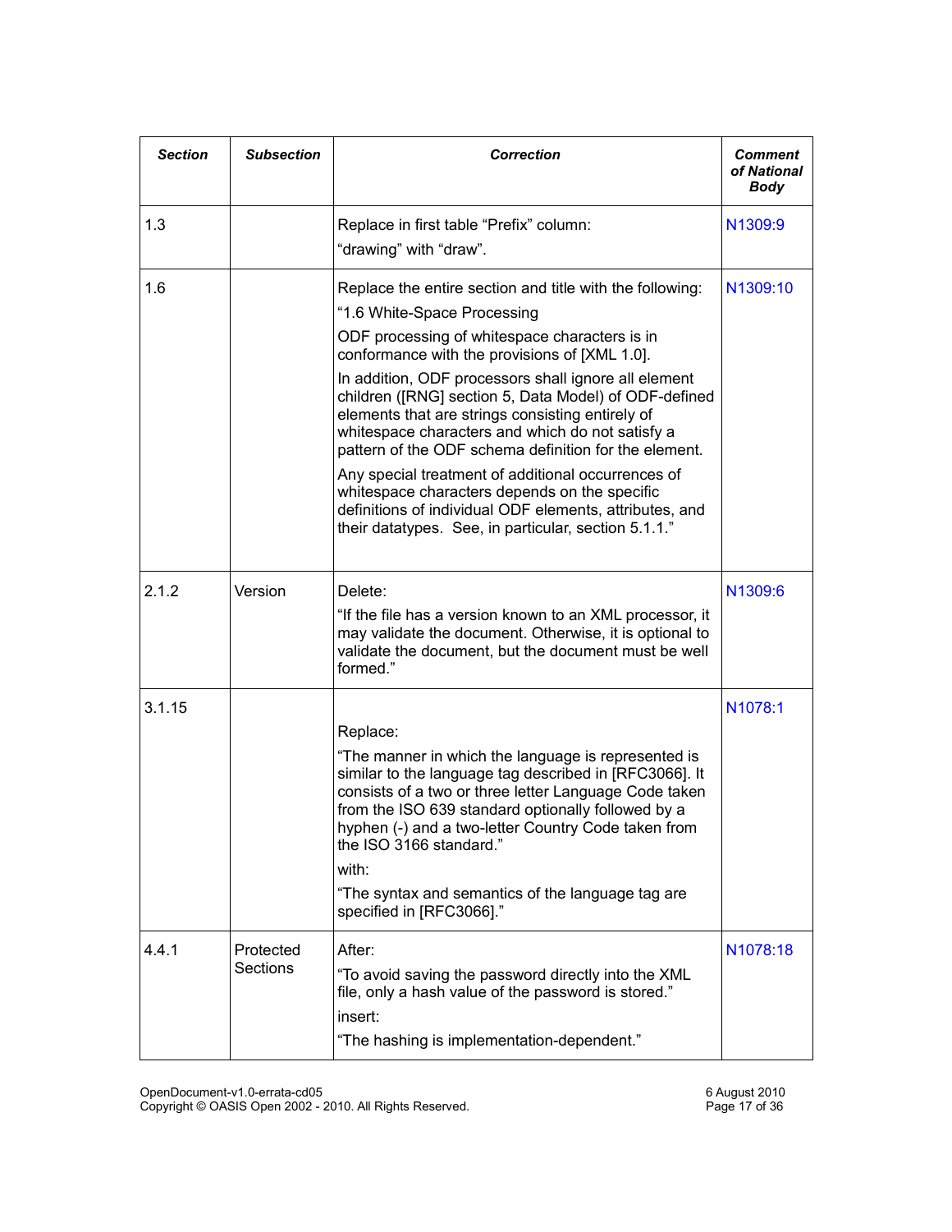| Section | Subsection | Correction | Comment of National Body |
|---|---|---|---|
| 1.3 | | Replace in first table “Prefix” column: “drawing” with “draw”. | N1309:9 |
| 1.6 | | Replace the entire section and title with the following: “1.6 White-Space Processing ODF processing of whitespace characters is in conformance with the provisions of [XML 1.0]. In addition, ODF processors shall ignore all element children ([RNG] section 5, Data Model) of ODF-defined elements that are strings consisting entirely of whitespace characters and which do not satisfy a pattern of the ODF schema definition for the element. Any special treatment of additional occurrences of whitespace characters depends on the specific definitions of individual ODF elements, attributes, and their datatypes. See, in particular, section 5.1.1.” | N1309:10 |
| 2.1.2 | Version | Delete: “If the file has a version known to an XML processor, it may validate the document. Otherwise, it is optional to validate the document, but the document must be well formed.” | N1309:6 |
| 3.1.15 | | Replace: “The manner in which the language is represented is similar to the language tag described in [RFC3066]. It consists of a two or three letter Language Code taken from the ISO 639 standard optionally followed by a hyphen (-) and a two-letter Country Code taken from the ISO 3166 standard.” with: “The syntax and semantics of the language tag are specified in [RFC3066].” | N1078:1 |
| 4.4.1 | Protected Sections | After: “To avoid saving the password directly into the XML file, only a hash value of the password is stored.” insert: “The hashing is implementation-dependent.” | N1078:18 |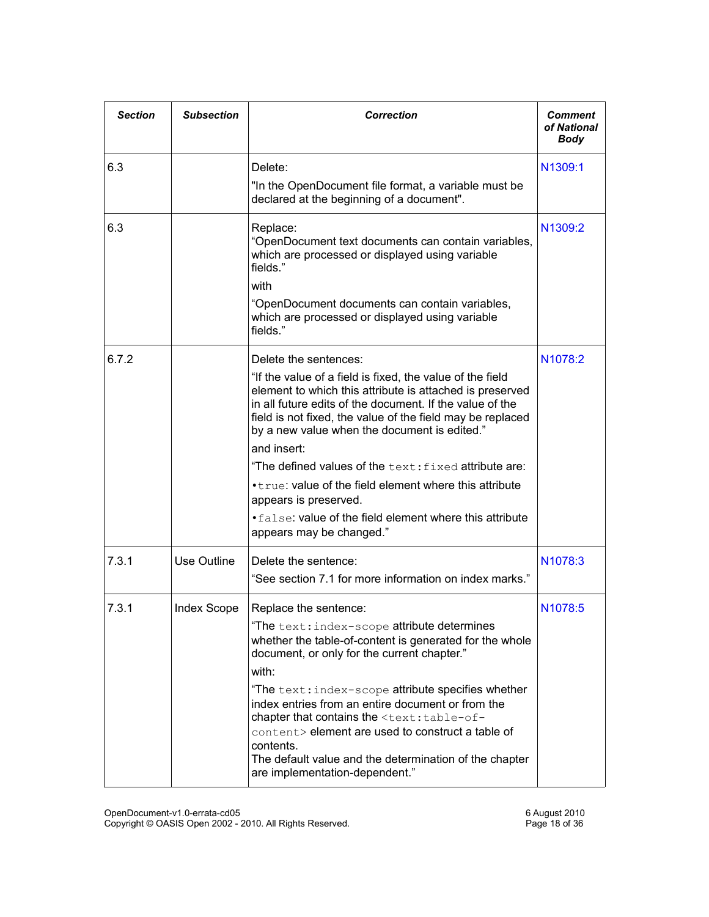| Section | Subsection | Correction | Comment of National Body |
|---|---|---|---|
| 6.3 | | Delete:<br>"In the OpenDocument file format, a variable must be declared at the beginning of a document". | N1309:1 |
| 6.3 | | Replace:<br>"OpenDocument text documents can contain variables, which are processed or displayed using variable fields."<br>with<br>"OpenDocument documents can contain variables, which are processed or displayed using variable fields." | N1309:2 |
| 6.7.2 | | Delete the sentences:<br>"If the value of a field is fixed, the value of the field element to which this attribute is attached is preserved in all future edits of the document. If the value of the field is not fixed, the value of the field may be replaced by a new value when the document is edited."<br>and insert:<br>"The defined values of the `text:fixed` attribute are:<br>• `true`: value of the field element where this attribute appears is preserved.<br>• `false`: value of the field element where this attribute appears may be changed." | N1078:2 |
| 7.3.1 | Use Outline | Delete the sentence:<br>"See section 7.1 for more information on index marks." | N1078:3 |
| 7.3.1 | Index Scope | Replace the sentence:<br>"The `text:index-scope` attribute determines whether the table-of-content is generated for the whole document, or only for the current chapter."<br>with:<br>"The `text:index-scope` attribute specifies whether index entries from an entire document or from the chapter that contains the `<text:table-of-content>` element are used to construct a table of contents.<br>The default value and the determination of the chapter are implementation-dependent." | N1078:5 |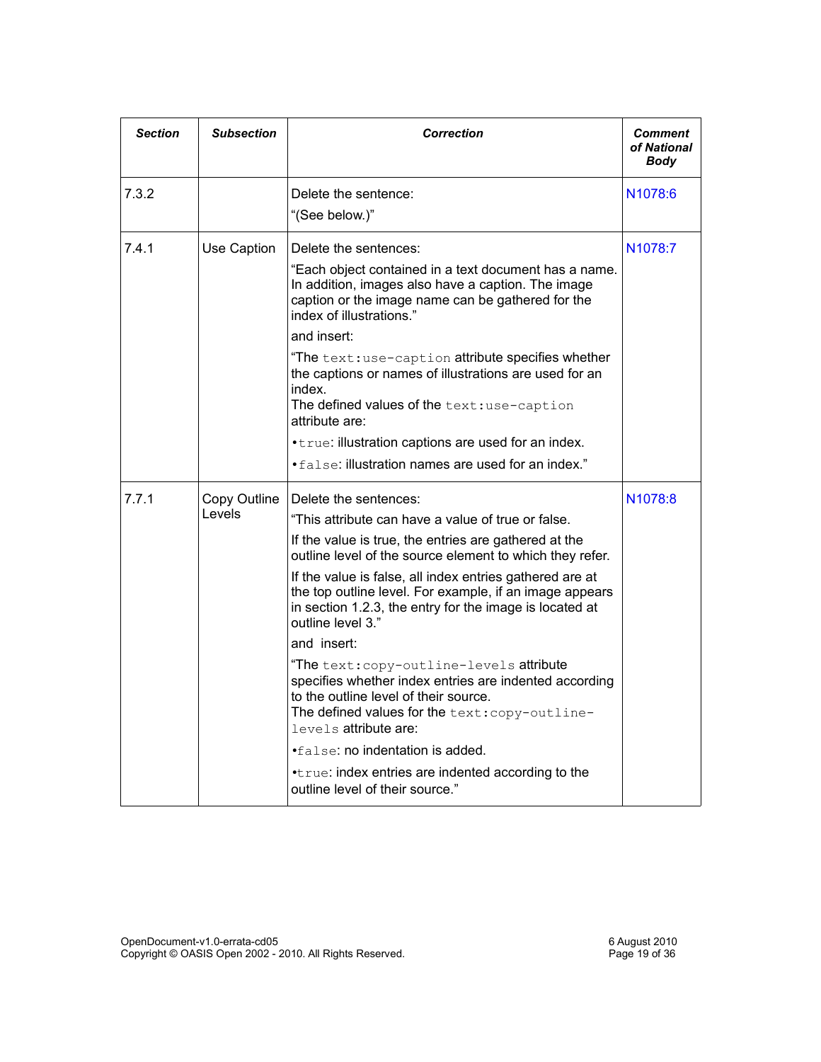| ***Section*** | ***Subsection*** | ***Correction*** | ***Comment of National Body*** |
|---|---|---|---|
| 7.3.2 | | Delete the sentence:<br>“(See below.)” | N1078:6 |
| 7.4.1 | Use Caption | Delete the sentences:<br>“Each object contained in a text document has a name. In addition, images also have a caption. The image caption or the image name can be gathered for the index of illustrations.”<br>and insert:<br>“The `text:use-caption` attribute specifies whether the captions or names of illustrations are used for an index.<br>The defined values of the `text:use-caption` attribute are:<br>•`true`: illustration captions are used for an index.<br>•`false`: illustration names are used for an index.” | N1078:7 |
| 7.7.1 | Copy Outline Levels | Delete the sentences:<br>“This attribute can have a value of true or false.<br>If the value is true, the entries are gathered at the outline level of the source element to which they refer.<br>If the value is false, all index entries gathered are at the top outline level. For example, if an image appears in section 1.2.3, the entry for the image is located at outline level 3.”<br>and insert:<br>“The `text:copy-outline-levels` attribute specifies whether index entries are indented according to the outline level of their source.<br>The defined values for the `text:copy-outline-levels` attribute are:<br>•`false`: no indentation is added.<br>•`true`: index entries are indented according to the outline level of their source.” | N1078:8 |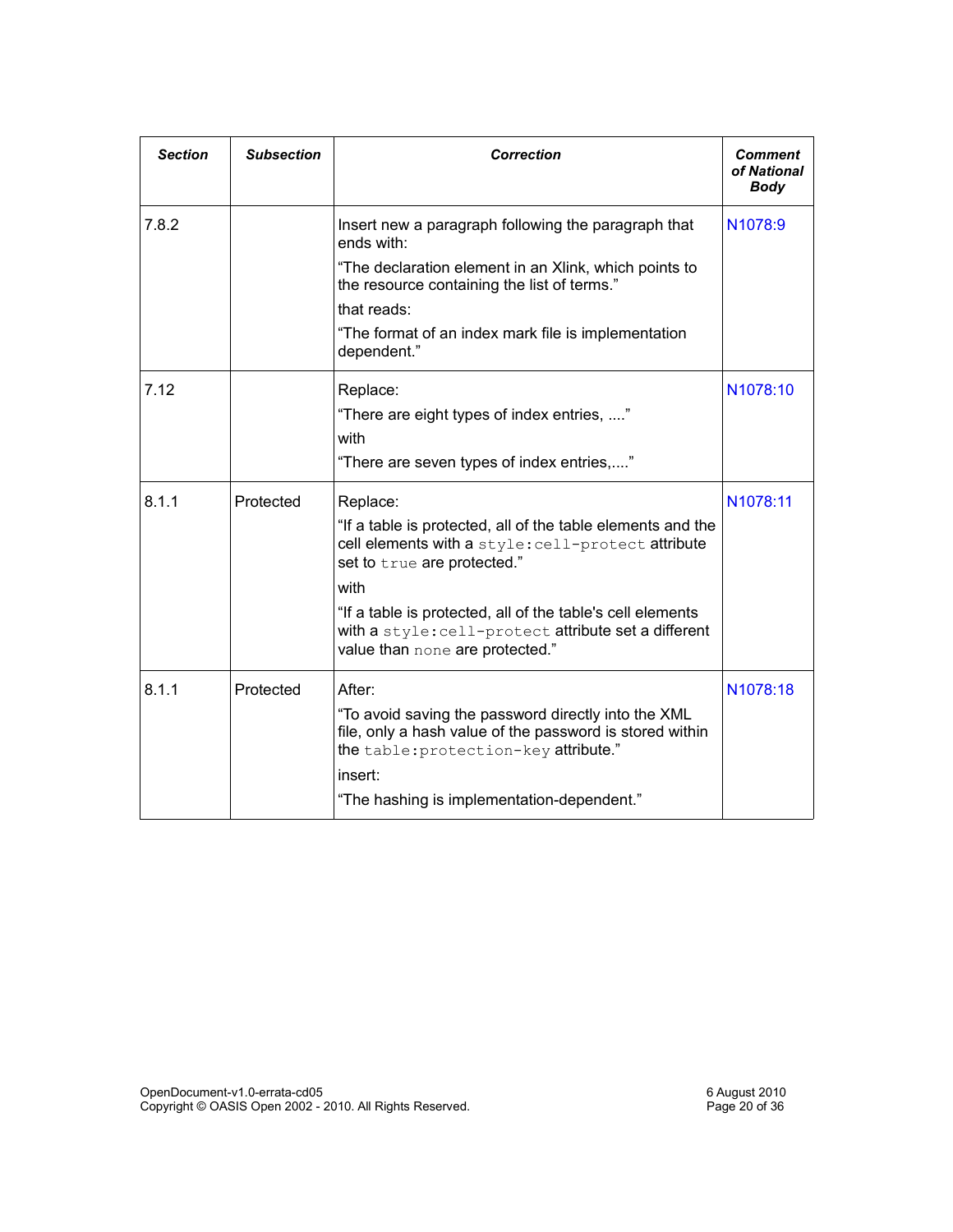| ***Section*** | ***Subsection*** | ***Correction*** | ***Comment of National Body*** |
|---|---|---|---|
| 7.8.2 | | Insert new a paragraph following the paragraph that ends with:<br>“The declaration element in an Xlink, which points to the resource containing the list of terms.”<br>that reads:<br>“The format of an index mark file is implementation dependent.” | N1078:9 |
| 7.12 | | Replace:<br>“There are eight types of index entries, ....”<br>with<br>“There are seven types of index entries,....” | N1078:10 |
| 8.1.1 | Protected | Replace:<br>“If a table is protected, all of the table elements and the cell elements with a `style:cell-protect` attribute set to `true` are protected.”<br>with<br>“If a table is protected, all of the table's cell elements with a `style:cell-protect` attribute set a different value than `none` are protected.” | N1078:11 |
| 8.1.1 | Protected | After:<br>“To avoid saving the password directly into the XML file, only a hash value of the password is stored within the `table:protection-key` attribute.”<br>insert:<br>“The hashing is implementation-dependent.” | N1078:18 |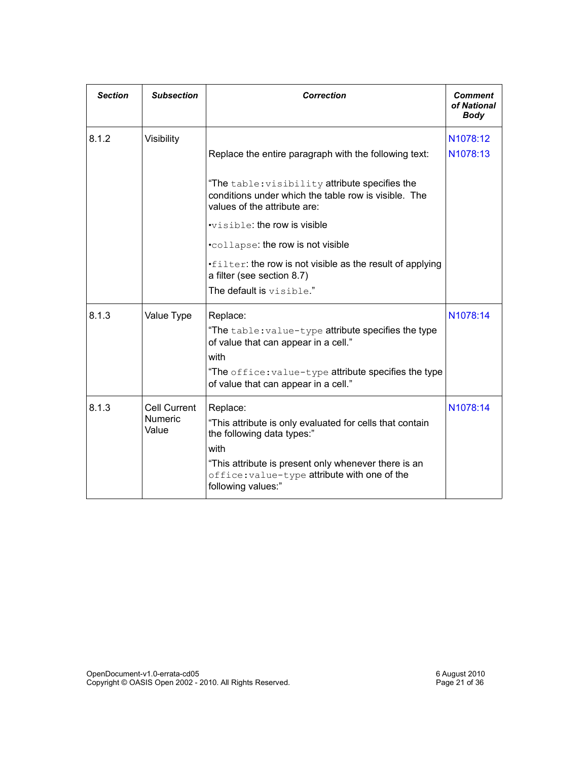| Section | Subsection | Correction | Comment of National Body |
|---|---|---|---|
| 8.1.2 | Visibility | Replace the entire paragraph with the following text:<br><br>"The `table:visibility` attribute specifies the conditions under which the table row is visible. The values of the attribute are:<br>•`visible`: the row is visible<br>•`collapse`: the row is not visible<br>•`filter`: the row is not visible as the result of applying a filter (see section 8.7)<br>The default is `visible`." | N1078:12<br>N1078:13 |
| 8.1.3 | Value Type | Replace:<br>"The `table:value-type` attribute specifies the type of value that can appear in a cell."<br>with<br>"The `office:value-type` attribute specifies the type of value that can appear in a cell." | N1078:14 |
| 8.1.3 | Cell Current Numeric Value | Replace:<br>"This attribute is only evaluated for cells that contain the following data types:"<br>with<br>"This attribute is present only whenever there is an `office:value-type` attribute with one of the following values:" | N1078:14 |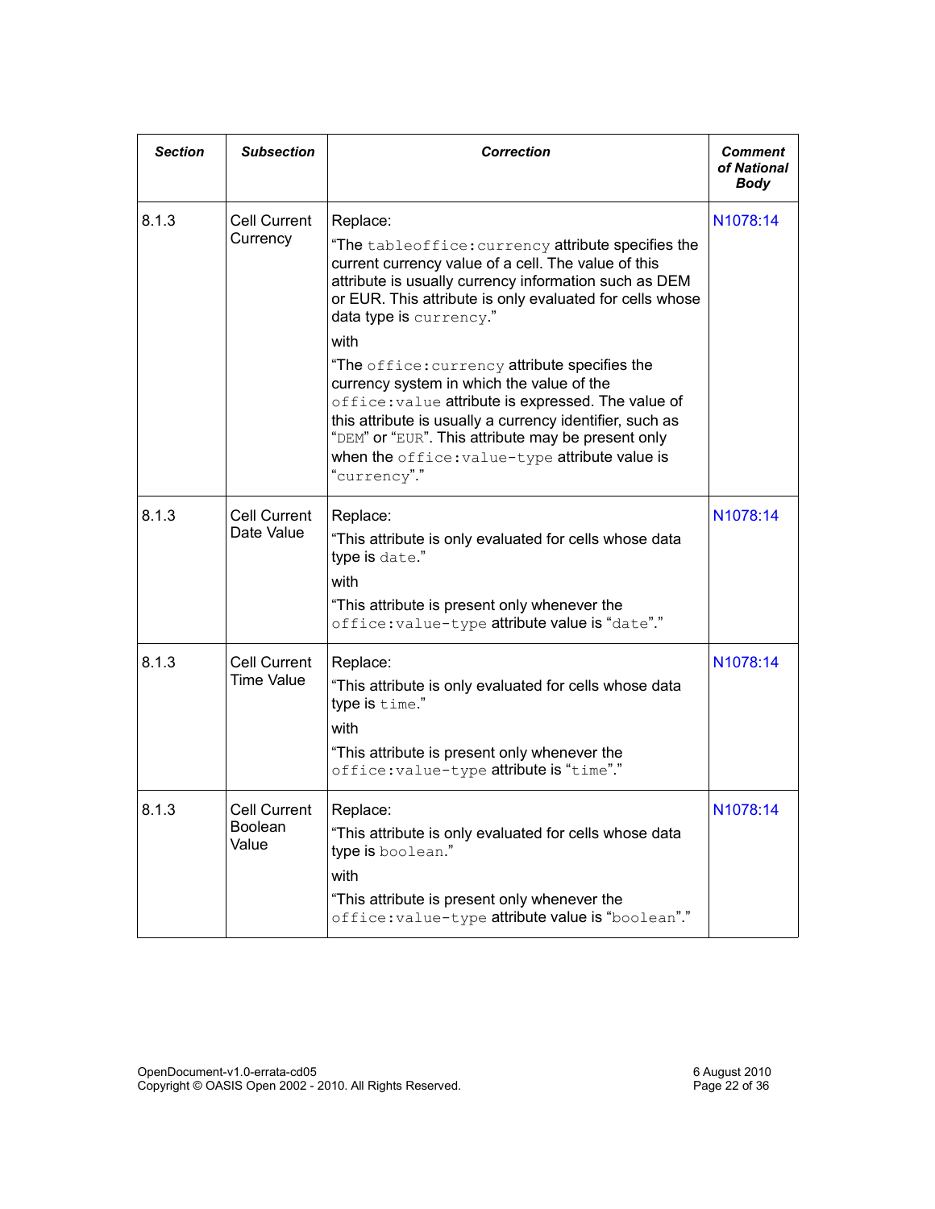| ***Section*** | ***Subsection*** | ***Correction*** | ***Comment of National Body*** |
|---|---|---|---|
| 8.1.3 | Cell Current Currency | Replace:<br>“The `tableoffice:currency` attribute specifies the current currency value of a cell. The value of this attribute is usually currency information such as DEM or EUR. This attribute is only evaluated for cells whose data type is `currency`.”<br>with<br>“The `office:currency` attribute specifies the currency system in which the value of the `office:value` attribute is expressed. The value of this attribute is usually a currency identifier, such as “`DEM`” or “`EUR`”. This attribute may be present only when the `office:value-type` attribute value is “`currency`”.” | N1078:14 |
| 8.1.3 | Cell Current Date Value | Replace:<br>“This attribute is only evaluated for cells whose data type is `date`.”<br>with<br>“This attribute is present only whenever the `office:value-type` attribute value is “`date`”.” | N1078:14 |
| 8.1.3 | Cell Current Time Value | Replace:<br>“This attribute is only evaluated for cells whose data type is `time`.”<br>with<br>“This attribute is present only whenever the `office:value-type` attribute is “`time`”.” | N1078:14 |
| 8.1.3 | Cell Current Boolean Value | Replace:<br>“This attribute is only evaluated for cells whose data type is `boolean`.”<br>with<br>“This attribute is present only whenever the `office:value-type` attribute value is “`boolean`”.” | N1078:14 |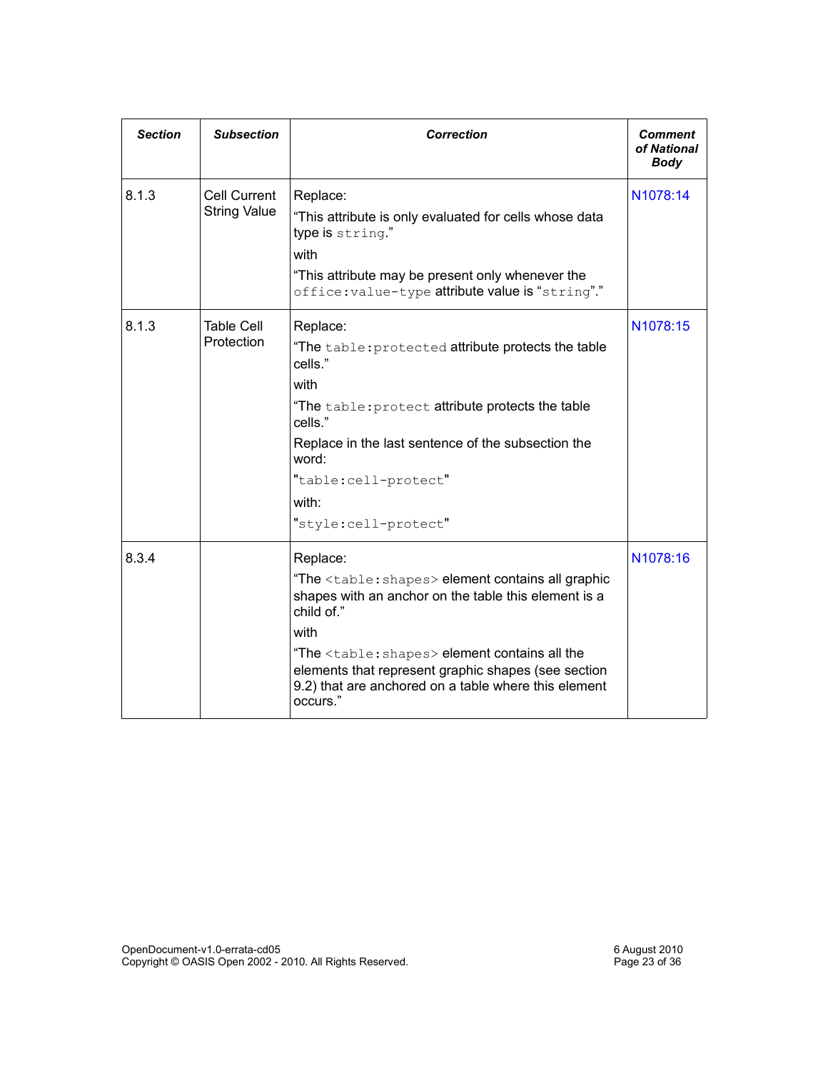| ***Section*** | ***Subsection*** | ***Correction*** | ***Comment of National Body*** |
|---|---|---|---|
| 8.1.3 | Cell Current String Value | Replace:<br>“This attribute is only evaluated for cells whose data type is `string`.”<br>with<br>“This attribute may be present only whenever the `office:value-type` attribute value is “`string`”.” | N1078:14 |
| 8.1.3 | Table Cell Protection | Replace:<br>“The `table:protected` attribute protects the table cells.”<br>with<br>“The `table:protect` attribute protects the table cells.”<br>Replace in the last sentence of the subsection the word:<br>"`table:cell-protect`"<br>with:<br>"`style:cell-protect`" | N1078:15 |
| 8.3.4 | | Replace:<br>“The `<table:shapes>` element contains all graphic shapes with an anchor on the table this element is a child of.”<br>with<br>“The `<table:shapes>` element contains all the elements that represent graphic shapes (see section 9.2) that are anchored on a table where this element occurs.” | N1078:16 |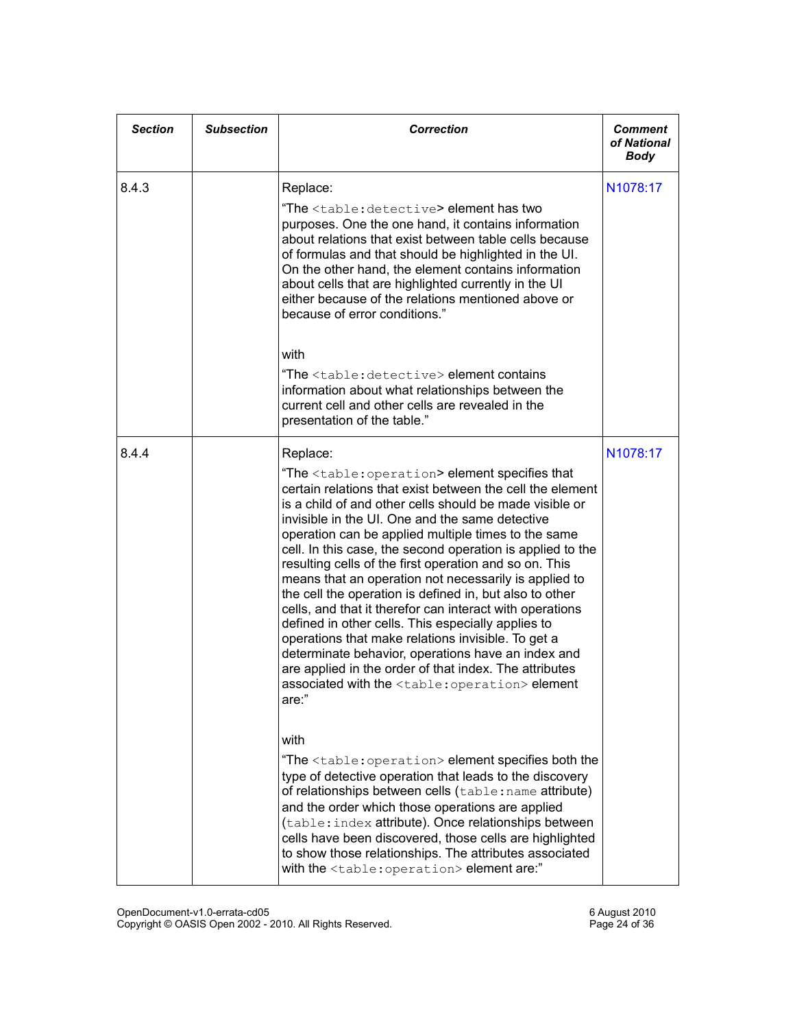| *Section* | *Subsection* | *Correction* | *Comment of National Body* |
|---|---|---|---|
| 8.4.3 | | Replace:<br>“The `<table:detective>` element has two purposes. One the one hand, it contains information about relations that exist between table cells because of formulas and that should be highlighted in the UI. On the other hand, the element contains information about cells that are highlighted currently in the UI either because of the relations mentioned above or because of error conditions.”<br><br>with<br>“The `<table:detective>` element contains information about what relationships between the current cell and other cells are revealed in the presentation of the table.” | N1078:17 |
| 8.4.4 | | Replace:<br>“The `<table:operation>` element specifies that certain relations that exist between the cell the element is a child of and other cells should be made visible or invisible in the UI. One and the same detective operation can be applied multiple times to the same cell. In this case, the second operation is applied to the resulting cells of the first operation and so on. This means that an operation not necessarily is applied to the cell the operation is defined in, but also to other cells, and that it therefor can interact with operations defined in other cells. This especially applies to operations that make relations invisible. To get a determinate behavior, operations have an index and are applied in the order of that index. The attributes associated with the `<table:operation>` element are:”<br><br>with<br>“The `<table:operation>` element specifies both the type of detective operation that leads to the discovery of relationships between cells (`table:name` attribute) and the order which those operations are applied (`table:index` attribute). Once relationships between cells have been discovered, those cells are highlighted to show those relationships. The attributes associated with the `<table:operation>` element are:” | N1078:17 |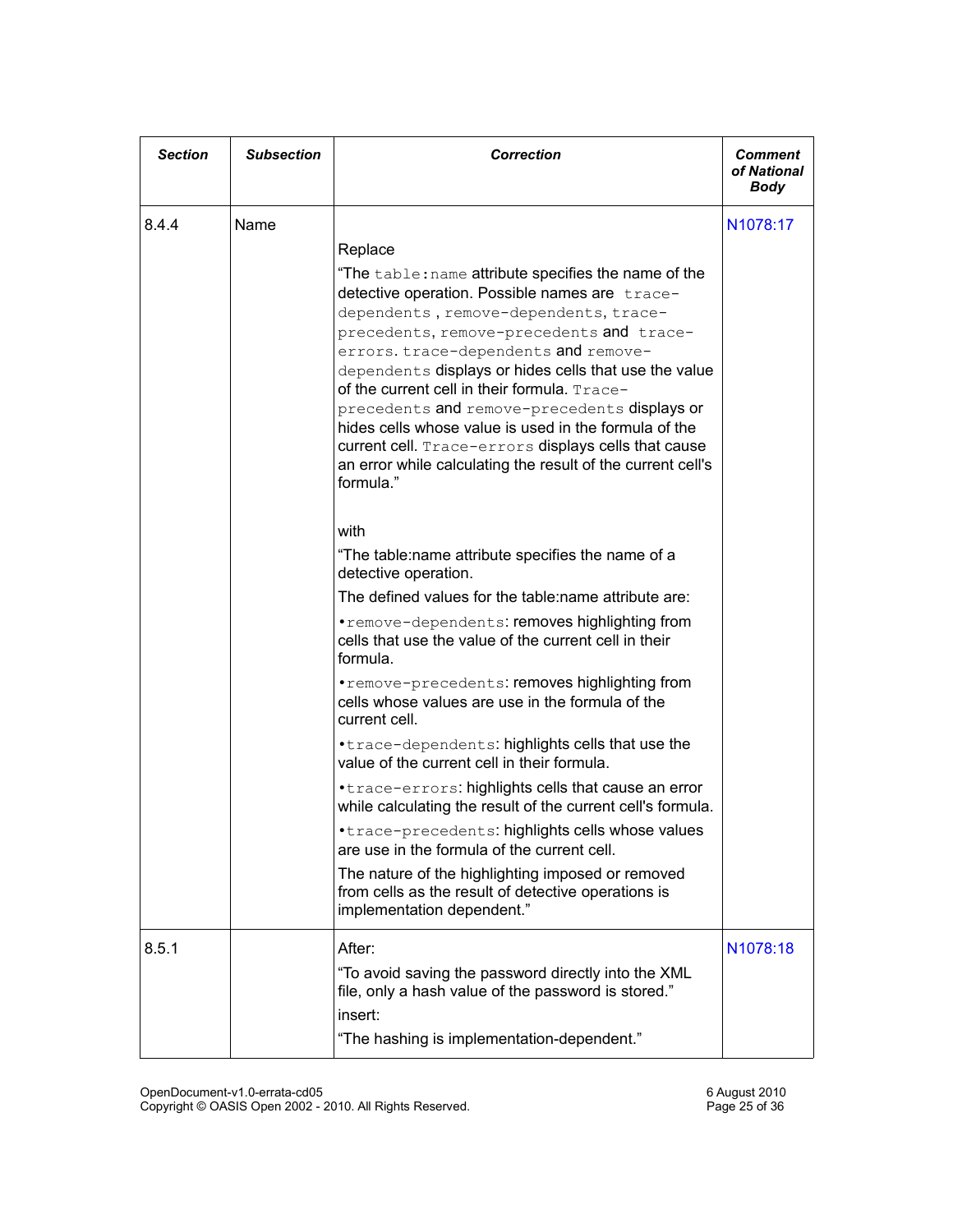| Section | Subsection | Correction | Comment of National Body |
|---|---|---|---|
| 8.4.4 | Name | Replace<br><br>"The `table:name` attribute specifies the name of the detective operation. Possible names are `trace-dependents` , `remove-dependents`, `trace-precedents`, `remove-precedents` and `trace-errors`. `trace-dependents` and `remove-dependents` displays or hides cells that use the value of the current cell in their formula. `Trace-precedents` and `remove-precedents` displays or hides cells whose value is used in the formula of the current cell. `Trace-errors` displays cells that cause an error while calculating the result of the current cell's formula."<br><br>with<br><br>"The table:name attribute specifies the name of a detective operation.<br><br>The defined values for the table:name attribute are:<br><br>• `remove-dependents`: removes highlighting from cells that use the value of the current cell in their formula.<br><br>• `remove-precedents`: removes highlighting from cells whose values are use in the formula of the current cell.<br><br>• `trace-dependents`: highlights cells that use the value of the current cell in their formula.<br><br>• `trace-errors`: highlights cells that cause an error while calculating the result of the current cell's formula.<br><br>• `trace-precedents`: highlights cells whose values are use in the formula of the current cell.<br><br>The nature of the highlighting imposed or removed from cells as the result of detective operations is implementation dependent." | N1078:17 |
| 8.5.1 | | After:<br><br>"To avoid saving the password directly into the XML file, only a hash value of the password is stored."<br><br>insert:<br><br>"The hashing is implementation-dependent." | N1078:18 |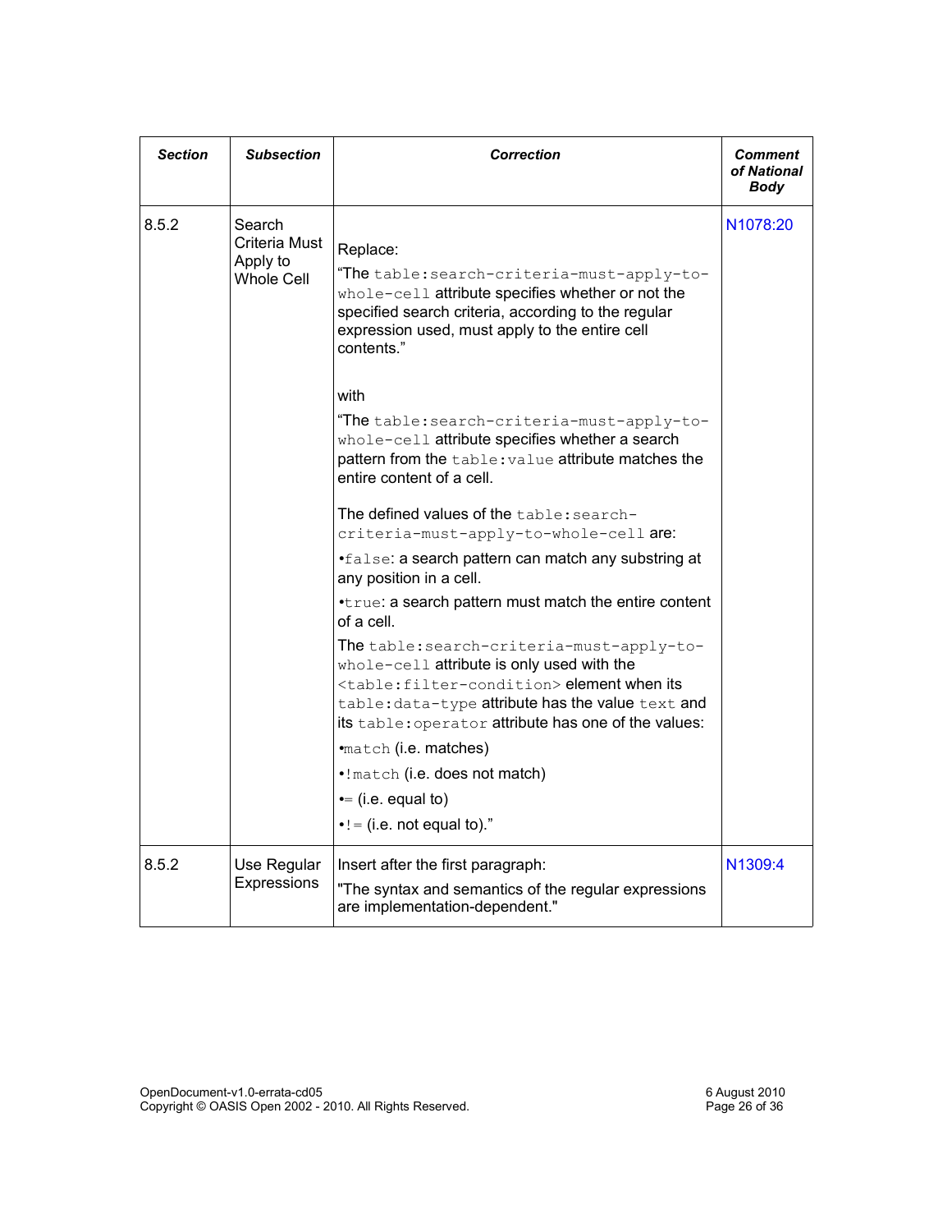| ***Section*** | ***Subsection*** | ***Correction*** | ***Comment of National Body*** |
|---|---|---|---|
| 8.5.2 | Search Criteria Must Apply to Whole Cell | Replace:<br>"The `table:search-criteria-must-apply-to-whole-cell` attribute specifies whether or not the specified search criteria, according to the regular expression used, must apply to the entire cell contents."<br><br>with<br>"The `table:search-criteria-must-apply-to-whole-cell` attribute specifies whether a search pattern from the `table:value` attribute matches the entire content of a cell.<br><br>The defined values of the `table:search-criteria-must-apply-to-whole-cell` are:<br>•`false`: a search pattern can match any substring at any position in a cell.<br>•`true`: a search pattern must match the entire content of a cell.<br>The `table:search-criteria-must-apply-to-whole-cell` attribute is only used with the `<table:filter-condition>` element when its `table:data-type` attribute has the value `text` and its `table:operator` attribute has one of the values:<br>•`match` (i.e. matches)<br>•`!match` (i.e. does not match)<br>•`=` (i.e. equal to)<br>•`!=` (i.e. not equal to)." | N1078:20 |
| 8.5.2 | Use Regular Expressions | Insert after the first paragraph:<br>"The syntax and semantics of the regular expressions are implementation-dependent." | N1309:4 |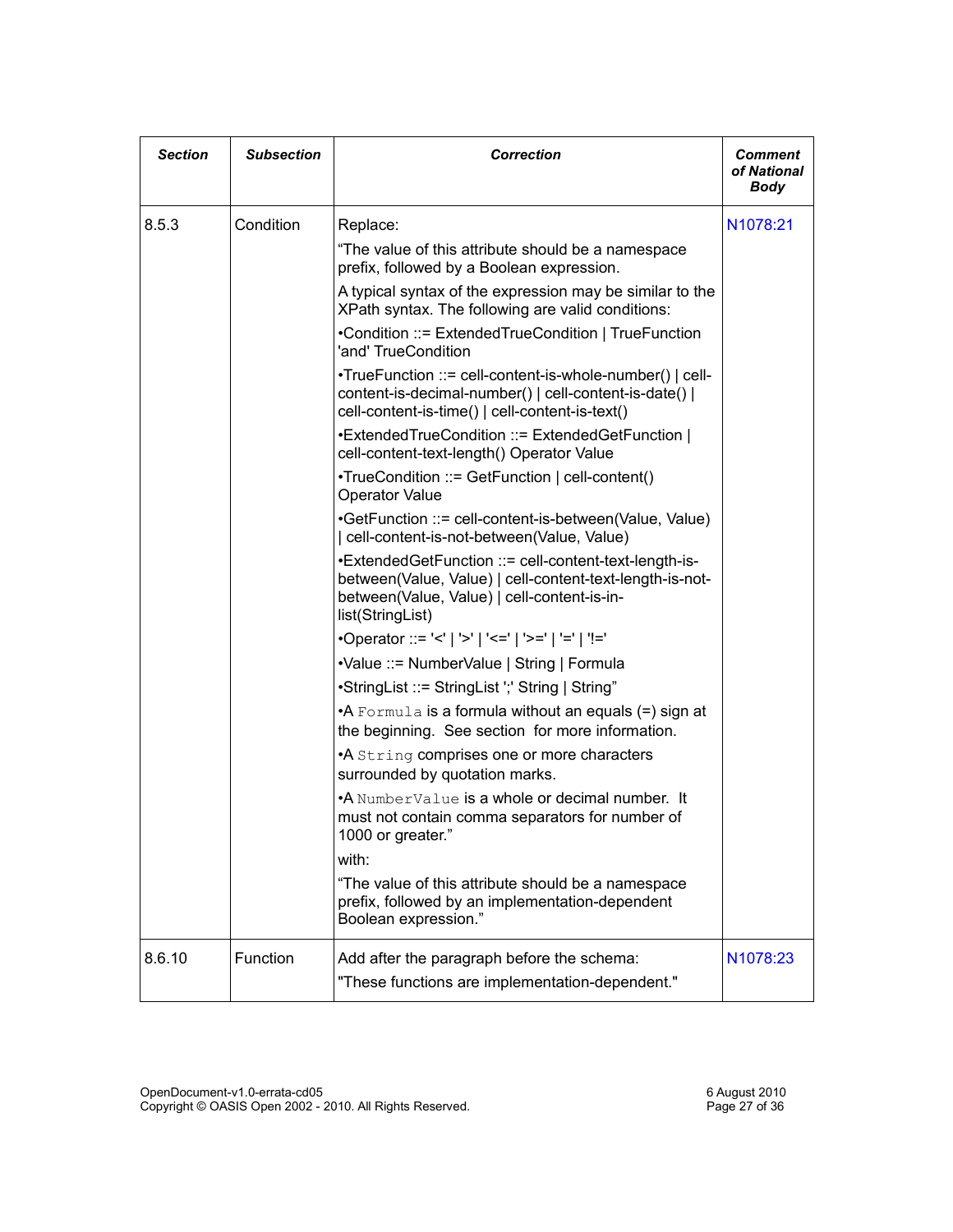| Section | Subsection | Correction | Comment of National Body |
|---|---|---|---|
| 8.5.3 | Condition | Replace:<br>“The value of this attribute should be a namespace prefix, followed by a Boolean expression.<br>A typical syntax of the expression may be similar to the XPath syntax. The following are valid conditions:<br>•Condition ::= ExtendedTrueCondition \| TrueFunction 'and' TrueCondition<br>•TrueFunction ::= cell-content-is-whole-number() \| cell-content-is-decimal-number() \| cell-content-is-date() \| cell-content-is-time() \| cell-content-is-text()<br>•ExtendedTrueCondition ::= ExtendedGetFunction \| cell-content-text-length() Operator Value<br>•TrueCondition ::= GetFunction \| cell-content() Operator Value<br>•GetFunction ::= cell-content-is-between(Value, Value) \| cell-content-is-not-between(Value, Value)<br>•ExtendedGetFunction ::= cell-content-text-length-is-between(Value, Value) \| cell-content-text-length-is-not-between(Value, Value) \| cell-content-is-in-list(StringList)<br>•Operator ::= '<' \| '>' \| '<=' \| '>=' \| '=' \| '!='<br>•Value ::= NumberValue \| String \| Formula<br>•StringList ::= StringList ';' String \| String”<br>•A `Formula` is a formula without an equals (=) sign at the beginning. See section for more information.<br>•A `String` comprises one or more characters surrounded by quotation marks.<br>•A `NumberValue` is a whole or decimal number. It must not contain comma separators for number of 1000 or greater.”<br>with:<br>“The value of this attribute should be a namespace prefix, followed by an implementation-dependent Boolean expression.” | N1078:21 |
| 8.6.10 | Function | Add after the paragraph before the schema:<br>"These functions are implementation-dependent." | N1078:23 |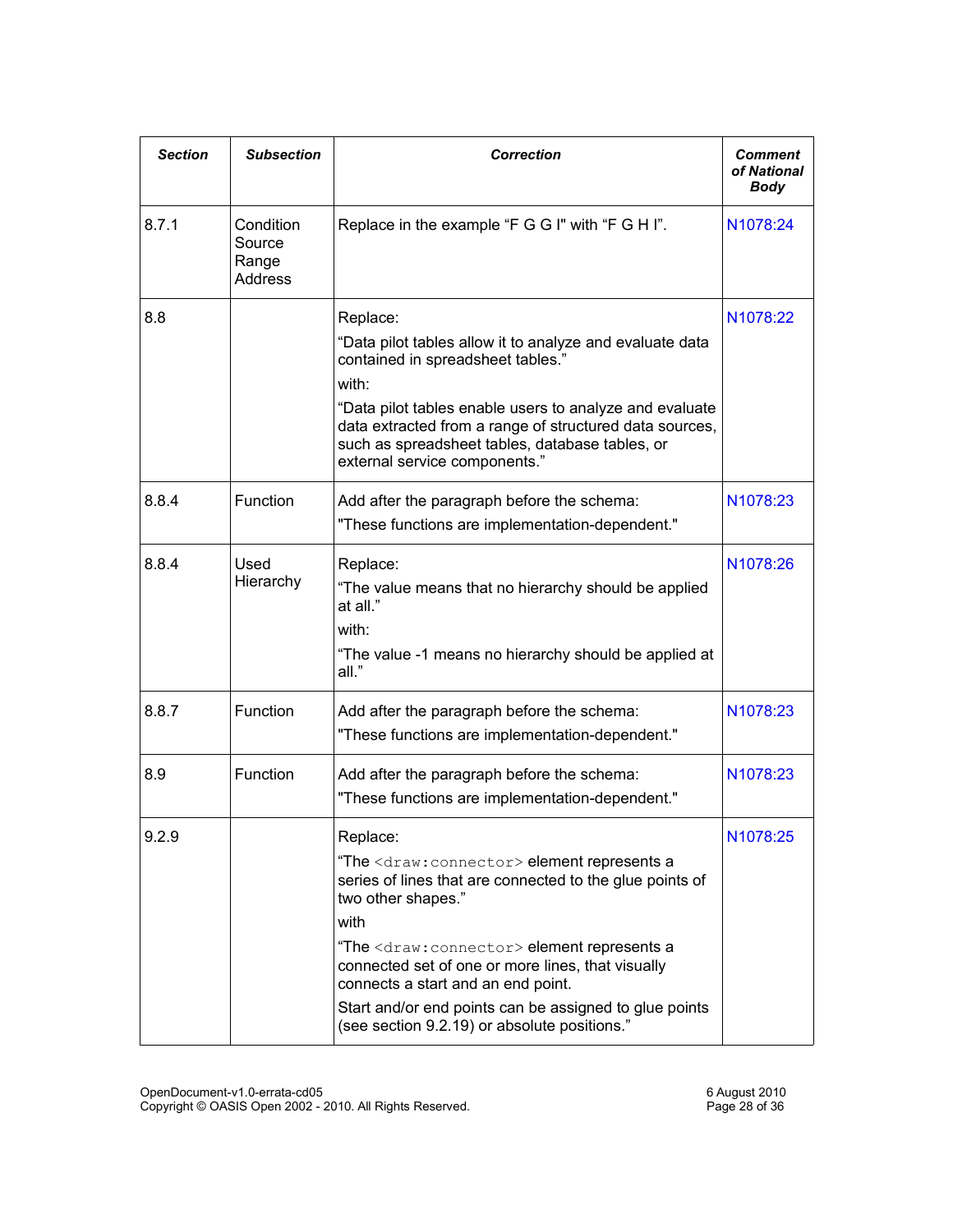| Section | Subsection | Correction | Comment of National Body |
|---|---|---|---|
| 8.7.1 | Condition Source Range Address | Replace in the example "F G G I" with "F G H I". | N1078:24 |
| 8.8 | | Replace:<br>"Data pilot tables allow it to analyze and evaluate data contained in spreadsheet tables."<br>with:<br>"Data pilot tables enable users to analyze and evaluate data extracted from a range of structured data sources, such as spreadsheet tables, database tables, or external service components." | N1078:22 |
| 8.8.4 | Function | Add after the paragraph before the schema:<br>"These functions are implementation-dependent." | N1078:23 |
| 8.8.4 | Used Hierarchy | Replace:<br>"The value means that no hierarchy should be applied at all."<br>with:<br>"The value -1 means no hierarchy should be applied at all." | N1078:26 |
| 8.8.7 | Function | Add after the paragraph before the schema:<br>"These functions are implementation-dependent." | N1078:23 |
| 8.9 | Function | Add after the paragraph before the schema:<br>"These functions are implementation-dependent." | N1078:23 |
| 9.2.9 | | Replace:<br>"The `<draw:connector>` element represents a series of lines that are connected to the glue points of two other shapes."<br>with<br>"The `<draw:connector>` element represents a connected set of one or more lines, that visually connects a start and an end point.<br>Start and/or end points can be assigned to glue points (see section 9.2.19) or absolute positions." | N1078:25 |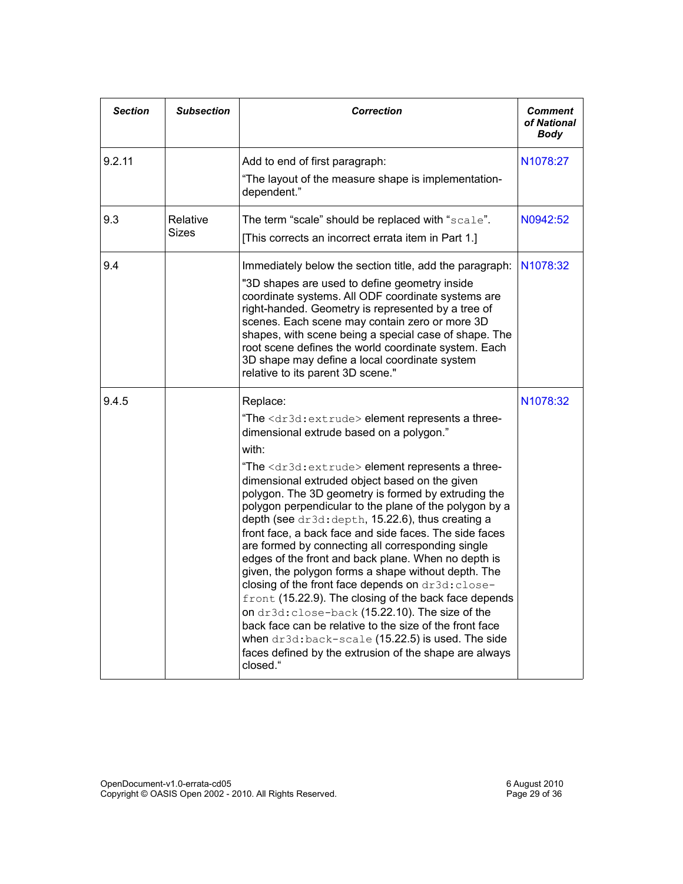| *Section* | *Subsection* | *Correction* | *Comment of National Body* |
|---|---|---|---|
| 9.2.11 | | Add to end of first paragraph:<br>"The layout of the measure shape is implementation-dependent." | N1078:27 |
| 9.3 | Relative Sizes | The term "scale" should be replaced with "`scale`".<br>[This corrects an incorrect errata item in Part 1.] | N0942:52 |
| 9.4 | | Immediately below the section title, add the paragraph:<br>"3D shapes are used to define geometry inside coordinate systems. All ODF coordinate systems are right-handed. Geometry is represented by a tree of scenes. Each scene may contain zero or more 3D shapes, with scene being a special case of shape. The root scene defines the world coordinate system. Each 3D shape may define a local coordinate system relative to its parent 3D scene." | N1078:32 |
| 9.4.5 | | Replace:<br>"The `<dr3d:extrude>` element represents a three-dimensional extrude based on a polygon."<br>with:<br>"The `<dr3d:extrude>` element represents a three-dimensional extruded object based on the given polygon. The 3D geometry is formed by extruding the polygon perpendicular to the plane of the polygon by a depth (see `dr3d:depth`, 15.22.6), thus creating a front face, a back face and side faces. The side faces are formed by connecting all corresponding single edges of the front and back plane. When no depth is given, the polygon forms a shape without depth. The closing of the front face depends on `dr3d:close-front` (15.22.9). The closing of the back face depends on `dr3d:close-back` (15.22.10). The size of the back face can be relative to the size of the front face when `dr3d:back-scale` (15.22.5) is used. The side faces defined by the extrusion of the shape are always closed." | N1078:32 |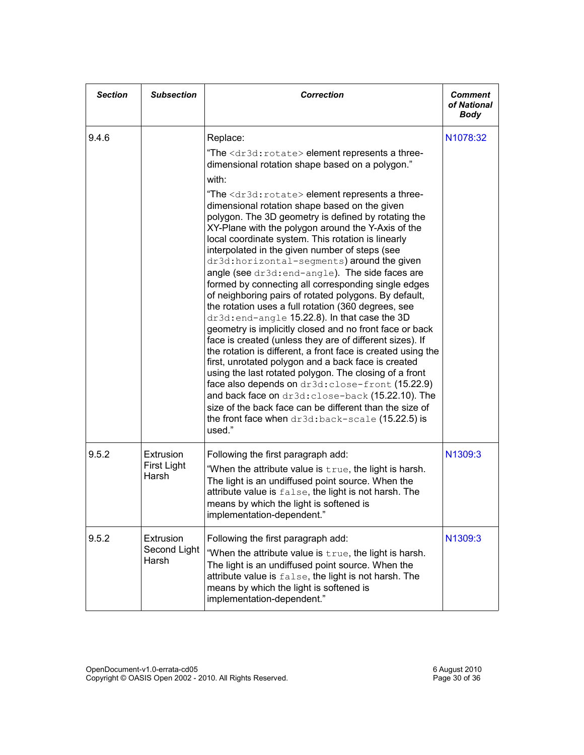| Section | Subsection | Correction | Comment of National Body |
|---|---|---|---|
| 9.4.6 | | Replace:<br>"The `<dr3d:rotate>` element represents a three-dimensional rotation shape based on a polygon."<br>with:<br>"The `<dr3d:rotate>` element represents a three-dimensional rotation shape based on the given polygon. The 3D geometry is defined by rotating the XY-Plane with the polygon around the Y-Axis of the local coordinate system. This rotation is linearly interpolated in the given number of steps (see `dr3d:horizontal-segments`) around the given angle (see `dr3d:end-angle`). The side faces are formed by connecting all corresponding single edges of neighboring pairs of rotated polygons. By default, the rotation uses a full rotation (360 degrees, see `dr3d:end-angle` 15.22.8). In that case the 3D geometry is implicitly closed and no front face or back face is created (unless they are of different sizes). If the rotation is different, a front face is created using the first, unrotated polygon and a back face is created using the last rotated polygon. The closing of a front face also depends on `dr3d:close-front` (15.22.9) and back face on `dr3d:close-back` (15.22.10). The size of the back face can be different than the size of the front face when `dr3d:back-scale` (15.22.5) is used." | N1078:32 |
| 9.5.2 | Extrusion First Light Harsh | Following the first paragraph add:<br>"When the attribute value is `true`, the light is harsh. The light is an undiffused point source. When the attribute value is `false`, the light is not harsh. The means by which the light is softened is implementation-dependent." | N1309:3 |
| 9.5.2 | Extrusion Second Light Harsh | Following the first paragraph add:<br>"When the attribute value is `true`, the light is harsh. The light is an undiffused point source. When the attribute value is `false`, the light is not harsh. The means by which the light is softened is implementation-dependent." | N1309:3 |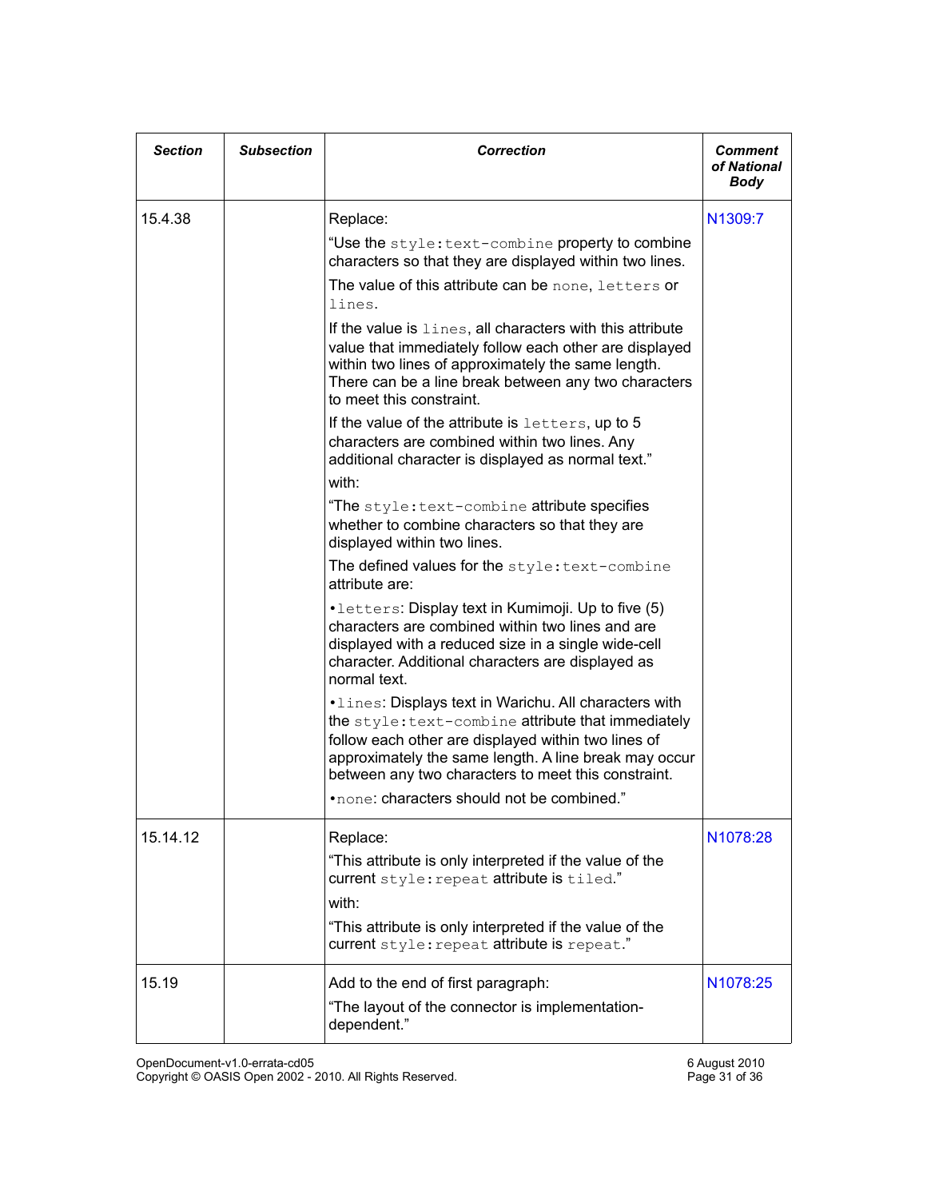| *Section* | *Subsection* | *Correction* | *Comment of National Body* |
|---|---|---|---|
| 15.4.38 | | Replace:<br>“Use the `style:text-combine` property to combine characters so that they are displayed within two lines.<br>The value of this attribute can be `none`, `letters` or `lines`.<br>If the value is `lines`, all characters with this attribute value that immediately follow each other are displayed within two lines of approximately the same length. There can be a line break between any two characters to meet this constraint.<br>If the value of the attribute is `letters`, up to 5 characters are combined within two lines. Any additional character is displayed as normal text.”<br>with:<br>“The `style:text-combine` attribute specifies whether to combine characters so that they are displayed within two lines.<br>The defined values for the `style:text-combine` attribute are:<br>•`letters`: Display text in Kumimoji. Up to five (5) characters are combined within two lines and are displayed with a reduced size in a single wide-cell character. Additional characters are displayed as normal text.<br>•`lines`: Displays text in Warichu. All characters with the `style:text-combine` attribute that immediately follow each other are displayed within two lines of approximately the same length. A line break may occur between any two characters to meet this constraint.<br>•`none`: characters should not be combined.” | N1309:7 |
| 15.14.12 | | Replace:<br>“This attribute is only interpreted if the value of the current `style:repeat` attribute is `tiled`.”<br>with:<br>“This attribute is only interpreted if the value of the current `style:repeat` attribute is `repeat`.” | N1078:28 |
| 15.19 | | Add to the end of first paragraph:<br>“The layout of the connector is implementation-dependent.” | N1078:25 |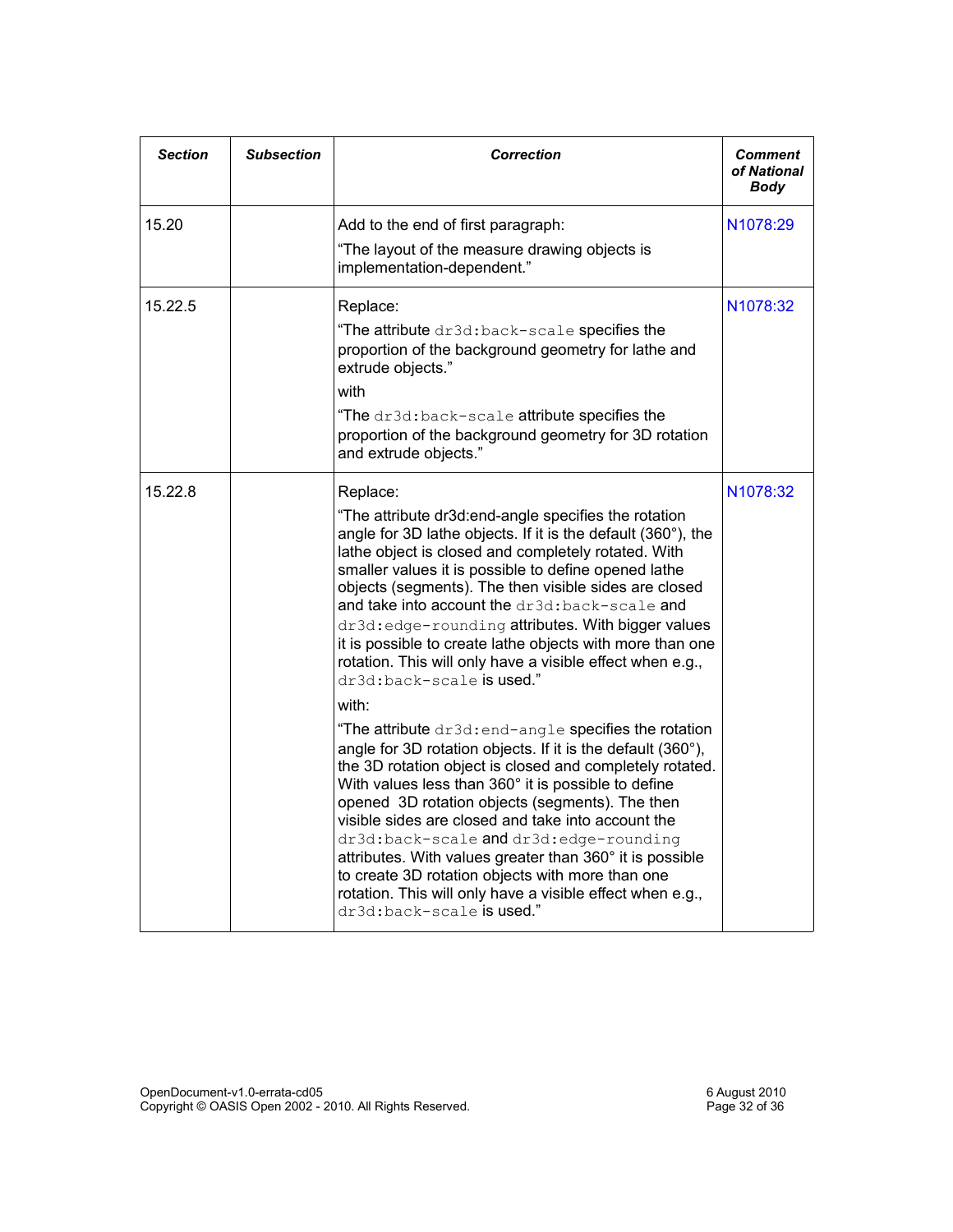| ***Section*** | ***Subsection*** | ***Correction*** | ***Comment of National Body*** |
|---|---|---|---|
| 15.20 | | Add to the end of first paragraph:<br>“The layout of the measure drawing objects is implementation-dependent.” | N1078:29 |
| 15.22.5 | | Replace:<br>“The attribute `dr3d:back-scale` specifies the proportion of the background geometry for lathe and extrude objects.”<br>with<br>“The `dr3d:back-scale` attribute specifies the proportion of the background geometry for 3D rotation and extrude objects.” | N1078:32 |
| 15.22.8 | | Replace:<br>“The attribute dr3d:end-angle specifies the rotation angle for 3D lathe objects. If it is the default (360°), the lathe object is closed and completely rotated. With smaller values it is possible to define opened lathe objects (segments). The then visible sides are closed and take into account the `dr3d:back-scale` and `dr3d:edge-rounding` attributes. With bigger values it is possible to create lathe objects with more than one rotation. This will only have a visible effect when e.g., `dr3d:back-scale` is used.”<br>with:<br>“The attribute `dr3d:end-angle` specifies the rotation angle for 3D rotation objects. If it is the default (360°), the 3D rotation object is closed and completely rotated. With values less than 360° it is possible to define opened 3D rotation objects (segments). The then visible sides are closed and take into account the `dr3d:back-scale` and `dr3d:edge-rounding` attributes. With values greater than 360° it is possible to create 3D rotation objects with more than one rotation. This will only have a visible effect when e.g., `dr3d:back-scale` is used.” | N1078:32 |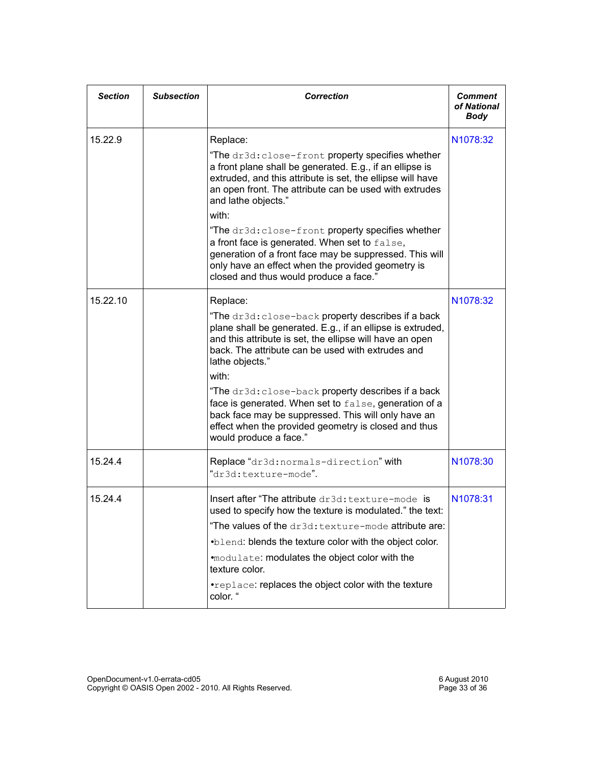| *Section* | *Subsection* | *Correction* | *Comment of National Body* |
|---|---|---|---|
| 15.22.9 | | Replace:<br>"The `dr3d:close-front` property specifies whether a front plane shall be generated. E.g., if an ellipse is extruded, and this attribute is set, the ellipse will have an open front. The attribute can be used with extrudes and lathe objects."<br>with:<br>"The `dr3d:close-front` property specifies whether a front face is generated. When set to `false`, generation of a front face may be suppressed. This will only have an effect when the provided geometry is closed and thus would produce a face." | N1078:32 |
| 15.22.10 | | Replace:<br>"The `dr3d:close-back` property describes if a back plane shall be generated. E.g., if an ellipse is extruded, and this attribute is set, the ellipse will have an open back. The attribute can be used with extrudes and lathe objects."<br>with:<br>"The `dr3d:close-back` property describes if a back face is generated. When set to `false`, generation of a back face may be suppressed. This will only have an effect when the provided geometry is closed and thus would produce a face." | N1078:32 |
| 15.24.4 | | Replace "`dr3d:normals-direction`" with "`dr3d:texture-mode`". | N1078:30 |
| 15.24.4 | | Insert after "The attribute `dr3d:texture-mode` is used to specify how the texture is modulated." the text:<br>"The values of the `dr3d:texture-mode` attribute are:<br>•`blend`: blends the texture color with the object color.<br>•`modulate`: modulates the object color with the texture color.<br>•`replace`: replaces the object color with the texture color. " | N1078:31 |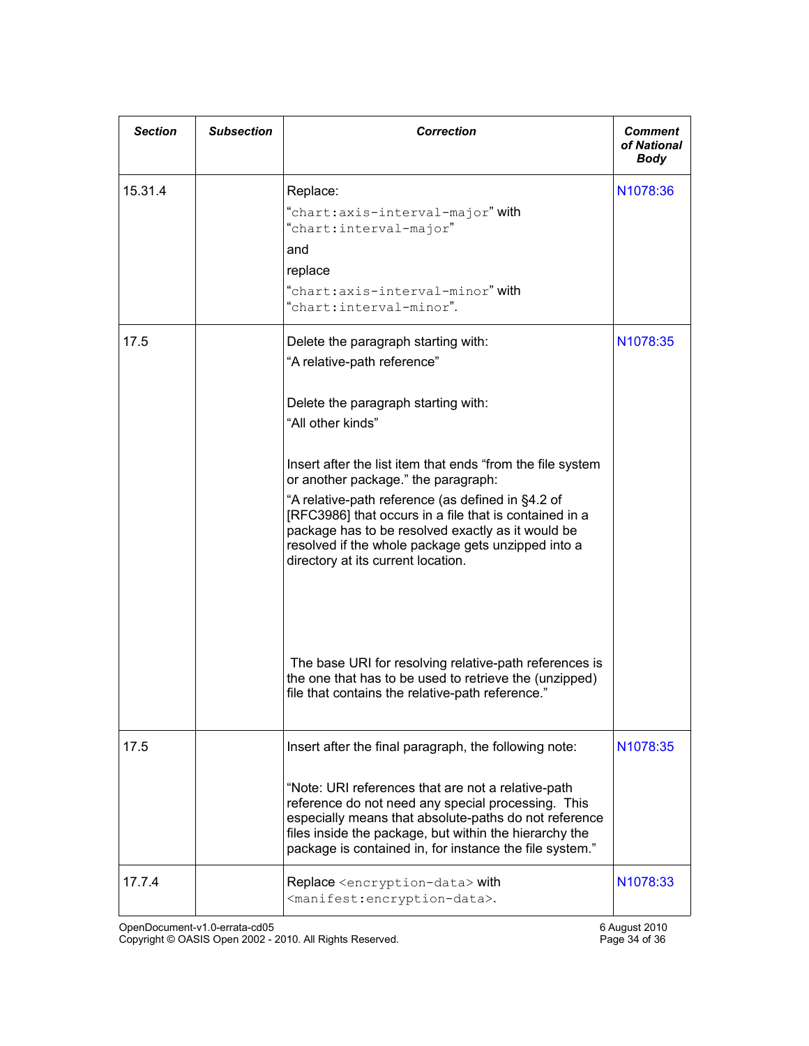| *Section* | *Subsection* | *Correction* | *Comment of National Body* |
|---|---|---|---|
| 15.31.4 | | Replace:<br>"`chart:axis-interval-major`" with "`chart:interval-major`"<br>and<br>replace<br>"`chart:axis-interval-minor`" with "`chart:interval-minor`". | N1078:36 |
| 17.5 | | Delete the paragraph starting with:<br>"A relative-path reference"<br><br>Delete the paragraph starting with:<br>"All other kinds"<br><br>Insert after the list item that ends "from the file system or another package." the paragraph:<br>"A relative-path reference (as defined in §4.2 of [RFC3986] that occurs in a file that is contained in a package has to be resolved exactly as it would be resolved if the whole package gets unzipped into a directory at its current location.<br><br>The base URI for resolving relative-path references is the one that has to be used to retrieve the (unzipped) file that contains the relative-path reference." | N1078:35 |
| 17.5 | | Insert after the final paragraph, the following note:<br><br>"Note: URI references that are not a relative-path reference do not need any special processing. This especially means that absolute-paths do not reference files inside the package, but within the hierarchy the package is contained in, for instance the file system." | N1078:35 |
| 17.7.4 | | Replace `<encryption-data>` with `<manifest:encryption-data>`. | N1078:33 |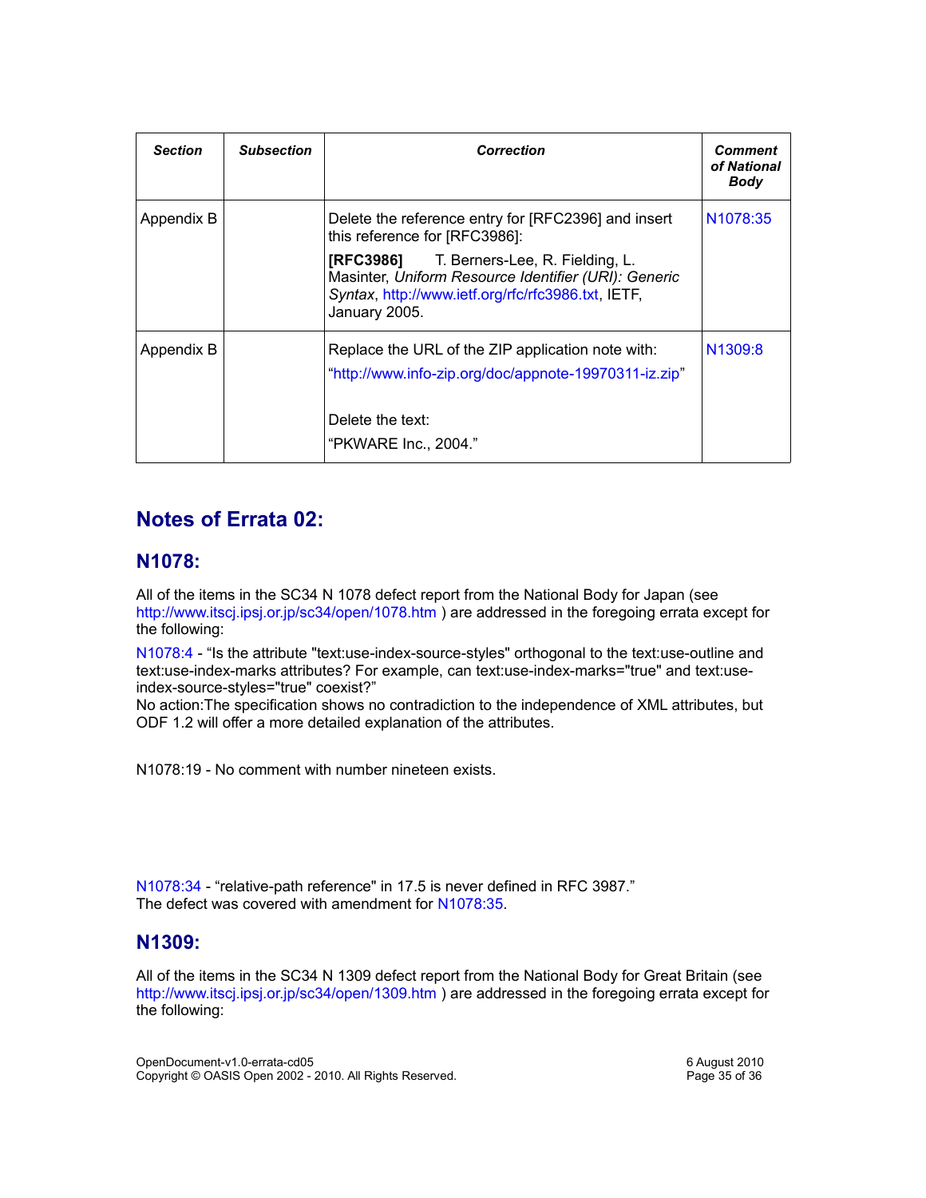| *Section* | *Subsection* | *Correction* | *Comment of National Body* |
|---|---|---|---|
| Appendix B | | Delete the reference entry for [RFC2396] and insert this reference for [RFC3986]:<br><br>**[RFC3986]** T. Berners-Lee, R. Fielding, L. Masinter, *Uniform Resource Identifier (URI): Generic Syntax*, http://www.ietf.org/rfc/rfc3986.txt, IETF, January 2005. | N1078:35 |
| Appendix B | | Replace the URL of the ZIP application note with:<br>"http://www.info-zip.org/doc/appnote-19970311-iz.zip"<br><br>Delete the text:<br>"PKWARE Inc., 2004." | N1309:8 |

## Notes of Errata 02:

### N1078:

All of the items in the SC34 N 1078 defect report from the National Body for Japan (see http://www.itscj.ipsj.or.jp/sc34/open/1078.htm ) are addressed in the foregoing errata except for the following:

N1078:4 - "Is the attribute "text:use-index-source-styles" orthogonal to the text:use-outline and text:use-index-marks attributes? For example, can text:use-index-marks="true" and text:use-index-source-styles="true" coexist?"
No action:The specification shows no contradiction to the independence of XML attributes, but ODF 1.2 will offer a more detailed explanation of the attributes.

N1078:19 - No comment with number nineteen exists.

N1078:34 - "relative-path reference" in 17.5 is never defined in RFC 3987."
The defect was covered with amendment for N1078:35.

### N1309:

All of the items in the SC34 N 1309 defect report from the National Body for Great Britain (see http://www.itscj.ipsj.or.jp/sc34/open/1309.htm ) are addressed in the foregoing errata except for the following: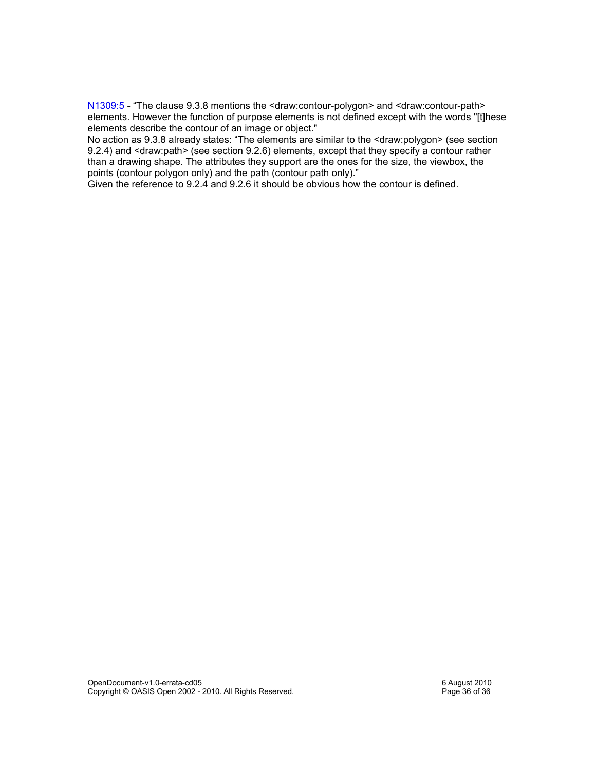N1309:5 - “The clause 9.3.8 mentions the <draw:contour-polygon> and <draw:contour-path> elements. However the function of purpose elements is not defined except with the words "[t]hese elements describe the contour of an image or object."

No action as 9.3.8 already states: “The elements are similar to the <draw:polygon> (see section 9.2.4) and <draw:path> (see section 9.2.6) elements, except that they specify a contour rather than a drawing shape. The attributes they support are the ones for the size, the viewbox, the points (contour polygon only) and the path (contour path only).”

Given the reference to 9.2.4 and 9.2.6 it should be obvious how the contour is defined.